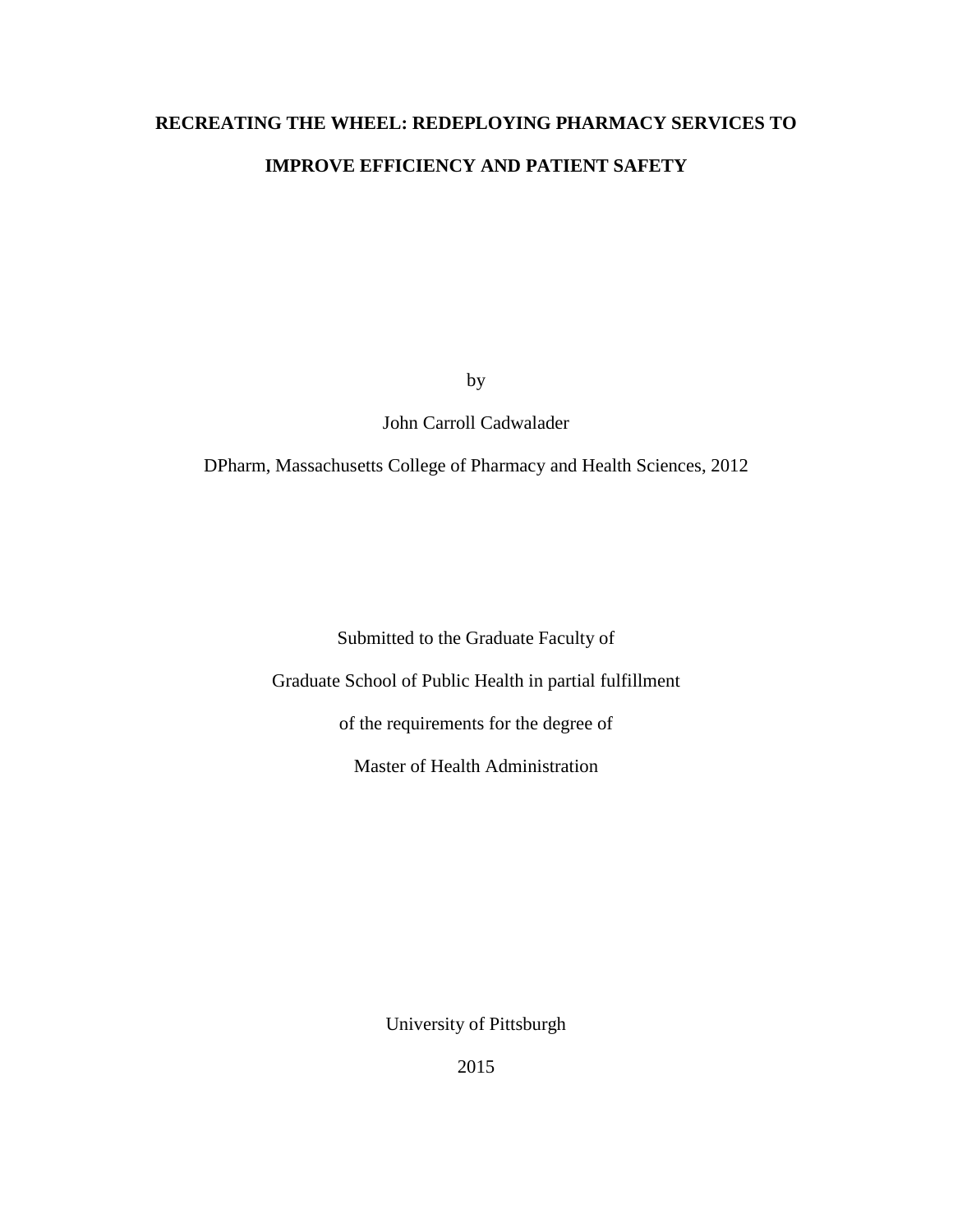# RECREATING THE WHEEL: REDEPLOYING PHARMACY SERVICES TO IMPROVE EFFICIENCY AND PATIENT SAFETY

by

John Carroll Cadwalader

DPharm, Massachusetts College of Pharmacy and Health Sciences, 2012

Submitted to the Graduate Faculty of

Graduate School of Public Health in partial fulfillment

of the requirements for the degree of

Master of Health Administration

University of Pittsburgh

2015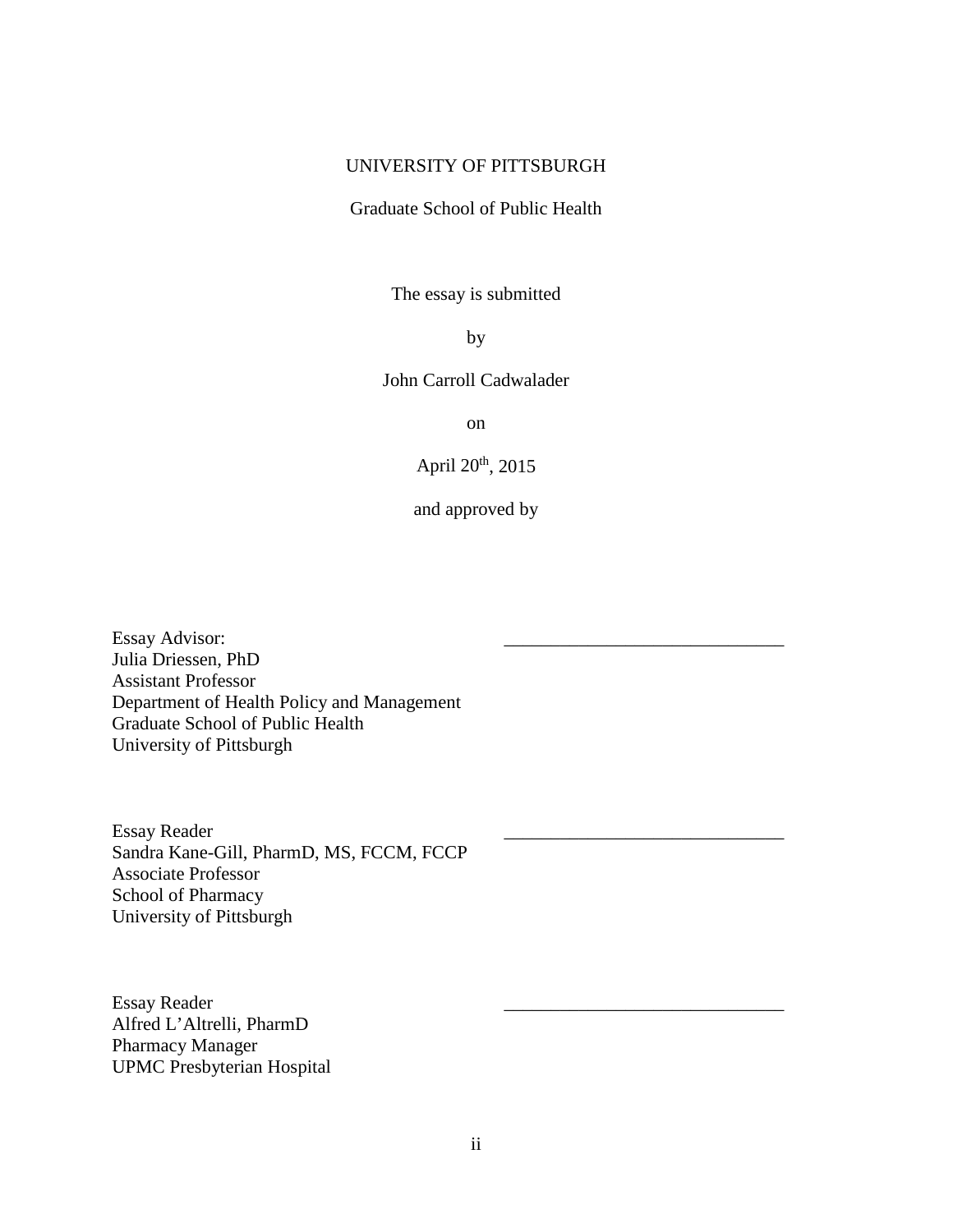UNIVERSITY OF PITTSBURGH

Graduate School of Public Health

The essay is submitted

by

John Carroll Cadwalader

on

April 20th, 2015

and approved by

Essay Advisor: \_\_\_\_\_\_\_\_\_\_\_\_\_\_\_\_\_\_\_\_\_\_\_\_\_\_\_\_\_\_
Julia Driessen, PhD
Assistant Professor
Department of Health Policy and Management
Graduate School of Public Health
University of Pittsburgh

Essay Reader \_\_\_\_\_\_\_\_\_\_\_\_\_\_\_\_\_\_\_\_\_\_\_\_\_\_\_\_\_\_
Sandra Kane-Gill, PharmD, MS, FCCM, FCCP
Associate Professor
School of Pharmacy
University of Pittsburgh

Essay Reader \_\_\_\_\_\_\_\_\_\_\_\_\_\_\_\_\_\_\_\_\_\_\_\_\_\_\_\_\_\_
Alfred L'Altrelli, PharmD
Pharmacy Manager
UPMC Presbyterian Hospital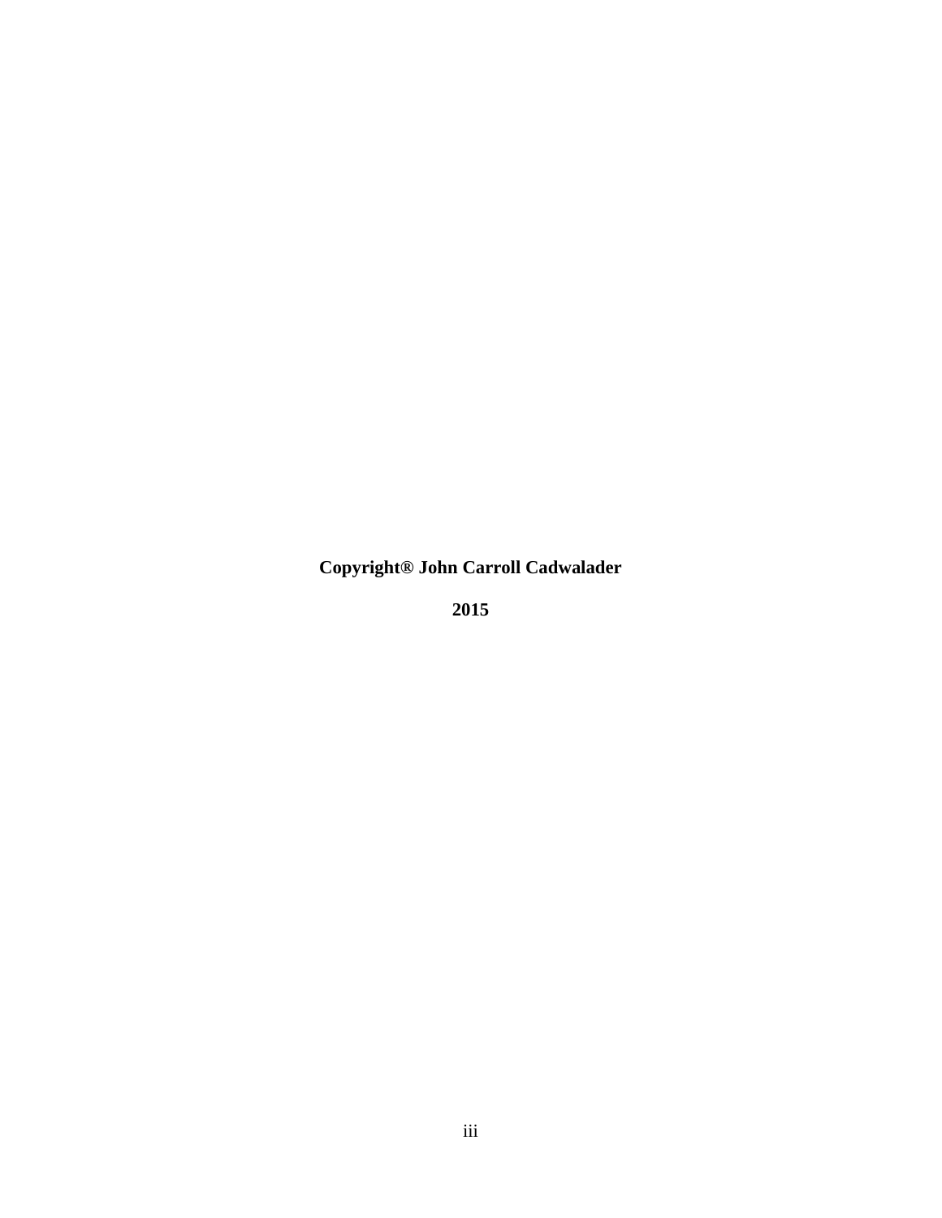**Copyright® John Carroll Cadwalader**

**2015**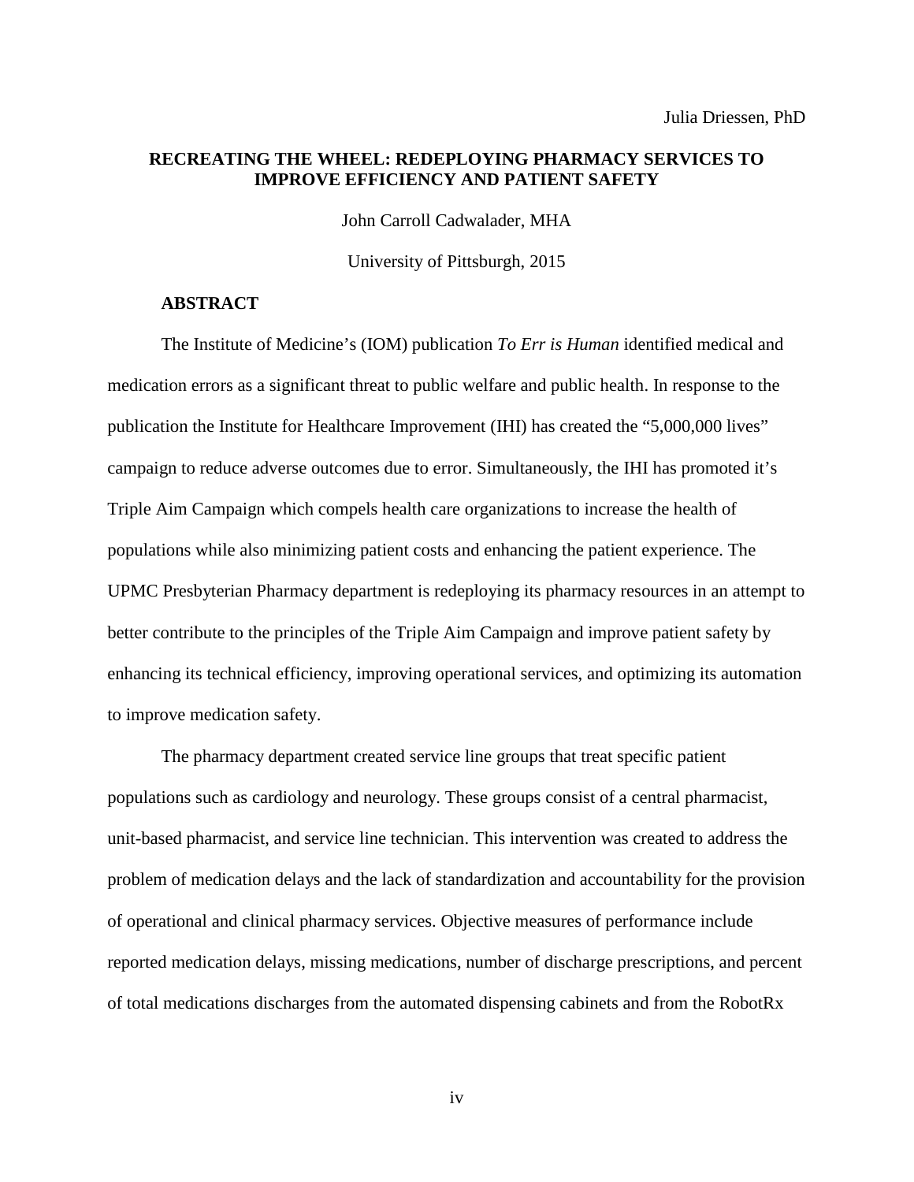Julia Driessen, PhD

**RECREATING THE WHEEL: REDEPLOYING PHARMACY SERVICES TO IMPROVE EFFICIENCY AND PATIENT SAFETY**

John Carroll Cadwalader, MHA

University of Pittsburgh, 2015

## ABSTRACT

The Institute of Medicine's (IOM) publication *To Err is Human* identified medical and medication errors as a significant threat to public welfare and public health. In response to the publication the Institute for Healthcare Improvement (IHI) has created the "5,000,000 lives" campaign to reduce adverse outcomes due to error. Simultaneously, the IHI has promoted it's Triple Aim Campaign which compels health care organizations to increase the health of populations while also minimizing patient costs and enhancing the patient experience. The UPMC Presbyterian Pharmacy department is redeploying its pharmacy resources in an attempt to better contribute to the principles of the Triple Aim Campaign and improve patient safety by enhancing its technical efficiency, improving operational services, and optimizing its automation to improve medication safety.

The pharmacy department created service line groups that treat specific patient populations such as cardiology and neurology. These groups consist of a central pharmacist, unit-based pharmacist, and service line technician. This intervention was created to address the problem of medication delays and the lack of standardization and accountability for the provision of operational and clinical pharmacy services. Objective measures of performance include reported medication delays, missing medications, number of discharge prescriptions, and percent of total medications discharges from the automated dispensing cabinets and from the RobotRx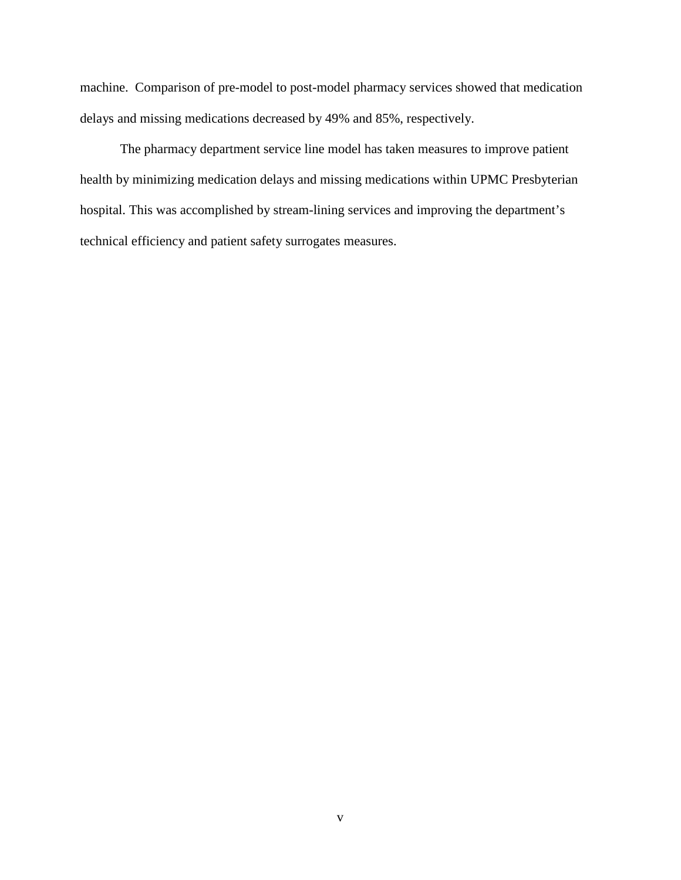machine. Comparison of pre-model to post-model pharmacy services showed that medication delays and missing medications decreased by 49% and 85%, respectively.

The pharmacy department service line model has taken measures to improve patient health by minimizing medication delays and missing medications within UPMC Presbyterian hospital. This was accomplished by stream-lining services and improving the department's technical efficiency and patient safety surrogates measures.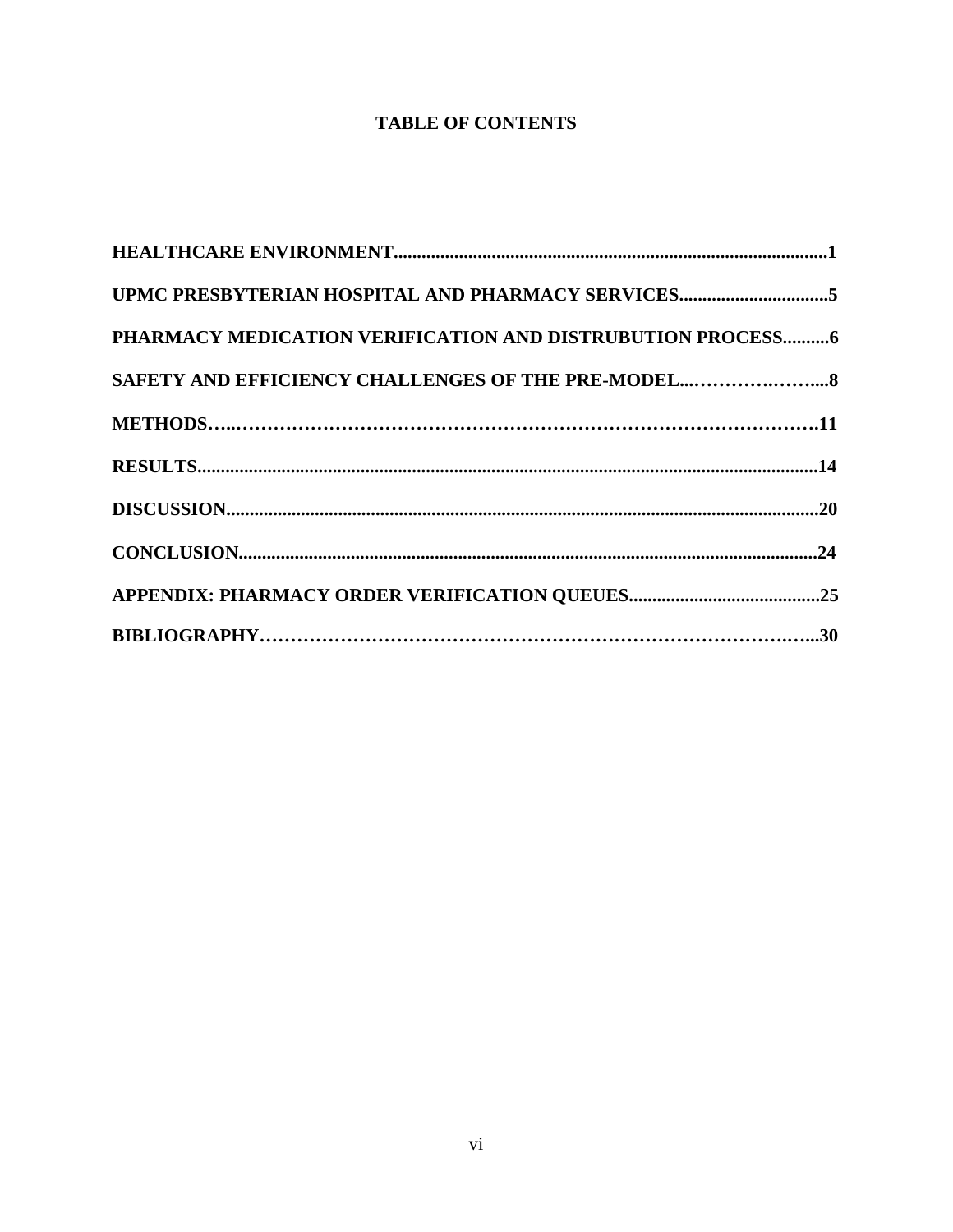# TABLE OF CONTENTS

**HEALTHCARE ENVIRONMENT............................................................................................1**

**UPMC PRESBYTERIAN HOSPITAL AND PHARMACY SERVICES................................5**

**PHARMACY MEDICATION VERIFICATION AND DISTRUBUTION PROCESS..........6**

**SAFETY AND EFFICIENCY CHALLENGES OF THE PRE-MODEL...………….……....8**

**METHODS…..………………………………………………………………………………….11**

**RESULTS.....................................................................................................................................14**

**DISCUSSION..............................................................................................................................20**

**CONCLUSION...........................................................................................................................24**

**APPENDIX: PHARMACY ORDER VERIFICATION QUEUES.........................................25**

**BIBLIOGRAPHY………………………………………………………………………….…...30**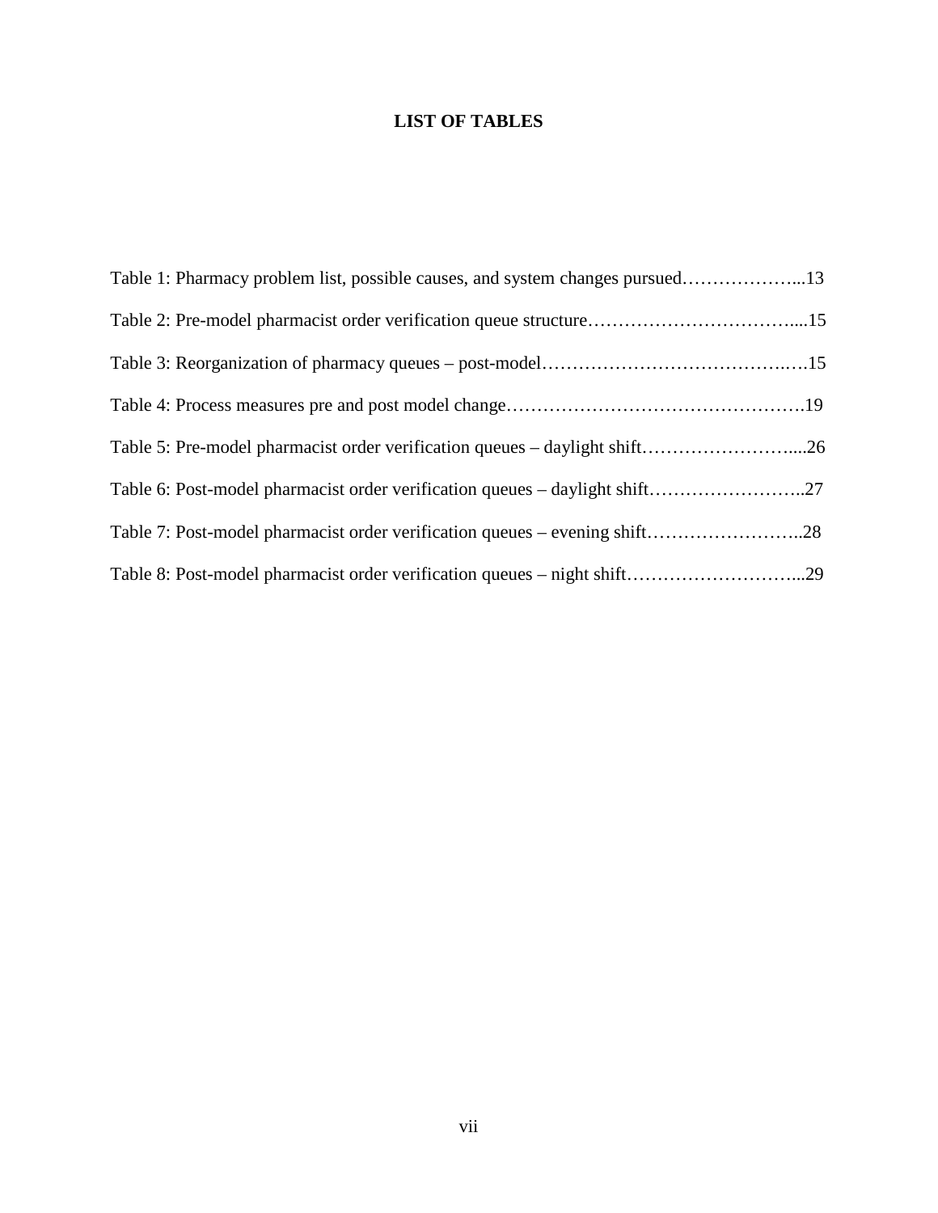# LIST OF TABLES

Table 1: Pharmacy problem list, possible causes, and system changes pursued………………...13

Table 2: Pre-model pharmacist order verification queue structure…………………………....15

Table 3: Reorganization of pharmacy queues – post-model…………………………………..…15

Table 4: Process measures pre and post model change………………………………………….19

Table 5: Pre-model pharmacist order verification queues – daylight shift……………………....26

Table 6: Post-model pharmacist order verification queues – daylight shift……………………..27

Table 7: Post-model pharmacist order verification queues – evening shift……………………..28

Table 8: Post-model pharmacist order verification queues – night shift………………………...29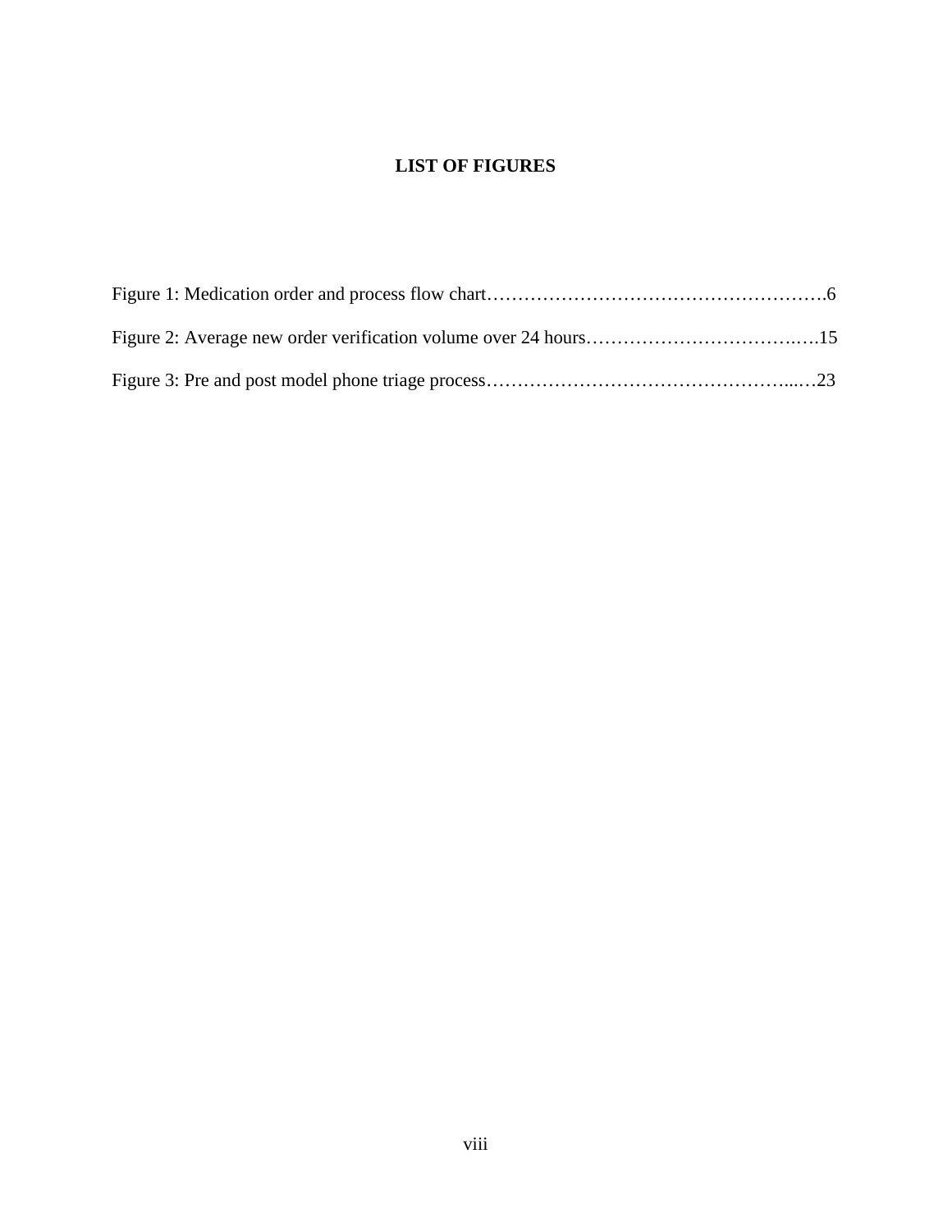# LIST OF FIGURES

Figure 1: Medication order and process flow chart……………………………………………….6

Figure 2: Average new order verification volume over 24 hours……………………………..….15

Figure 3: Pre and post model phone triage process…………………………………………...…23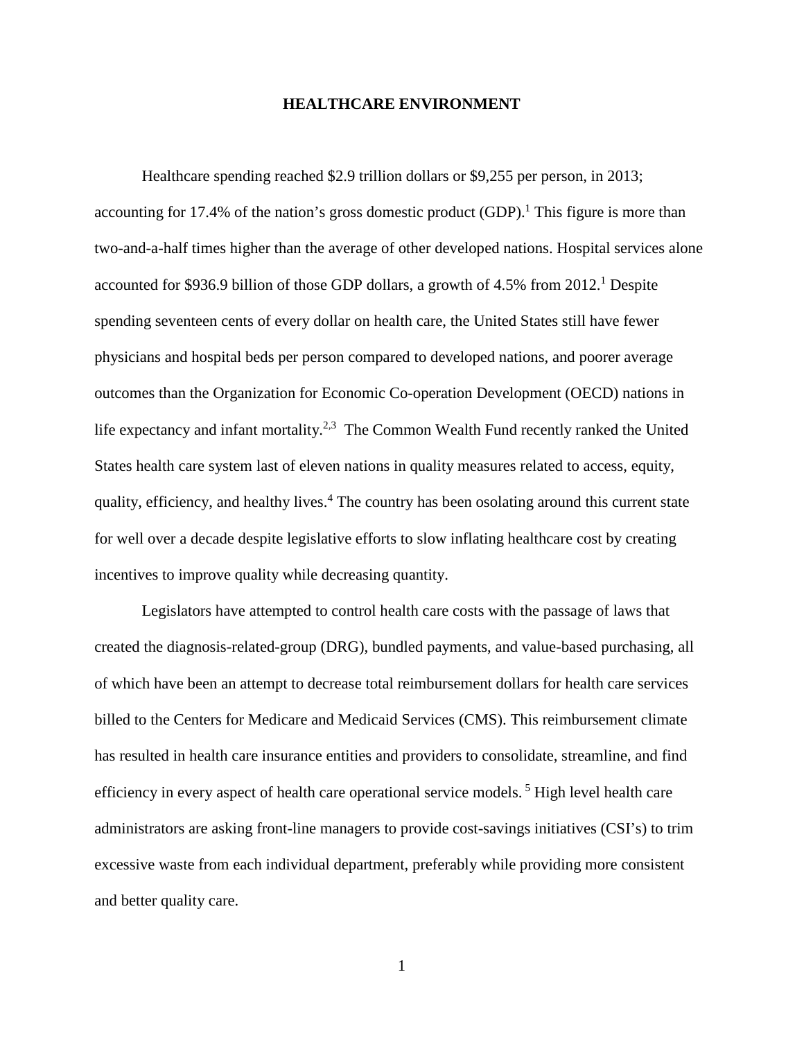# HEALTHCARE ENVIRONMENT

Healthcare spending reached $2.9 trillion dollars or $9,255 per person, in 2013; accounting for 17.4% of the nation's gross domestic product (GDP).[1] This figure is more than two-and-a-half times higher than the average of other developed nations. Hospital services alone accounted for $936.9 billion of those GDP dollars, a growth of 4.5% from 2012.[1] Despite spending seventeen cents of every dollar on health care, the United States still have fewer physicians and hospital beds per person compared to developed nations, and poorer average outcomes than the Organization for Economic Co-operation Development (OECD) nations in life expectancy and infant mortality.[2,3] The Common Wealth Fund recently ranked the United States health care system last of eleven nations in quality measures related to access, equity, quality, efficiency, and healthy lives.[4] The country has been osolating around this current state for well over a decade despite legislative efforts to slow inflating healthcare cost by creating incentives to improve quality while decreasing quantity.

Legislators have attempted to control health care costs with the passage of laws that created the diagnosis-related-group (DRG), bundled payments, and value-based purchasing, all of which have been an attempt to decrease total reimbursement dollars for health care services billed to the Centers for Medicare and Medicaid Services (CMS). This reimbursement climate has resulted in health care insurance entities and providers to consolidate, streamline, and find efficiency in every aspect of health care operational service models. [5] High level health care administrators are asking front-line managers to provide cost-savings initiatives (CSI's) to trim excessive waste from each individual department, preferably while providing more consistent and better quality care.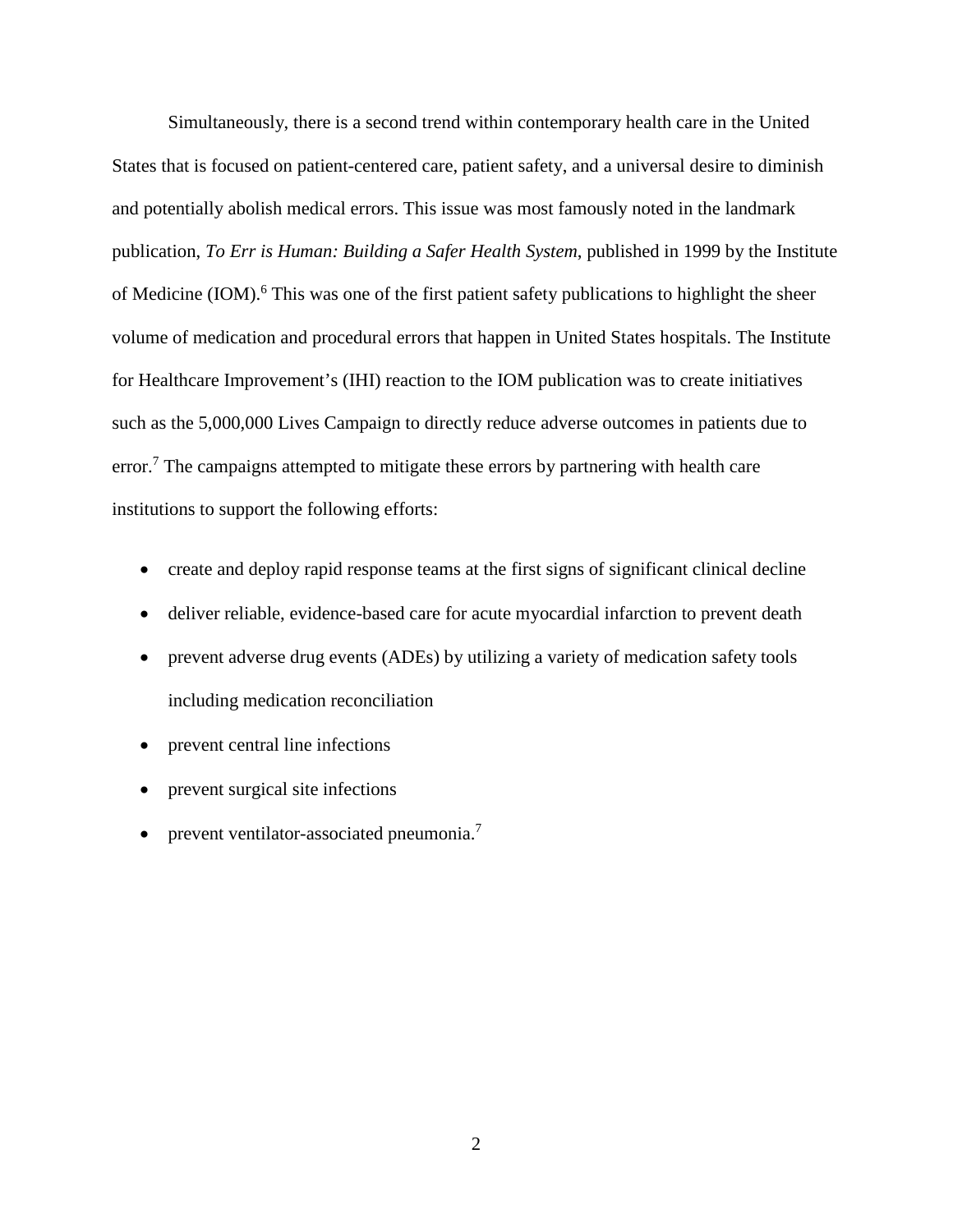Simultaneously, there is a second trend within contemporary health care in the United States that is focused on patient-centered care, patient safety, and a universal desire to diminish and potentially abolish medical errors. This issue was most famously noted in the landmark publication, *To Err is Human: Building a Safer Health System*, published in 1999 by the Institute of Medicine (IOM).[6] This was one of the first patient safety publications to highlight the sheer volume of medication and procedural errors that happen in United States hospitals. The Institute for Healthcare Improvement's (IHI) reaction to the IOM publication was to create initiatives such as the 5,000,000 Lives Campaign to directly reduce adverse outcomes in patients due to error.[7] The campaigns attempted to mitigate these errors by partnering with health care institutions to support the following efforts:

- create and deploy rapid response teams at the first signs of significant clinical decline
- deliver reliable, evidence-based care for acute myocardial infarction to prevent death
- prevent adverse drug events (ADEs) by utilizing a variety of medication safety tools including medication reconciliation
- prevent central line infections
- prevent surgical site infections
- prevent ventilator-associated pneumonia.[7]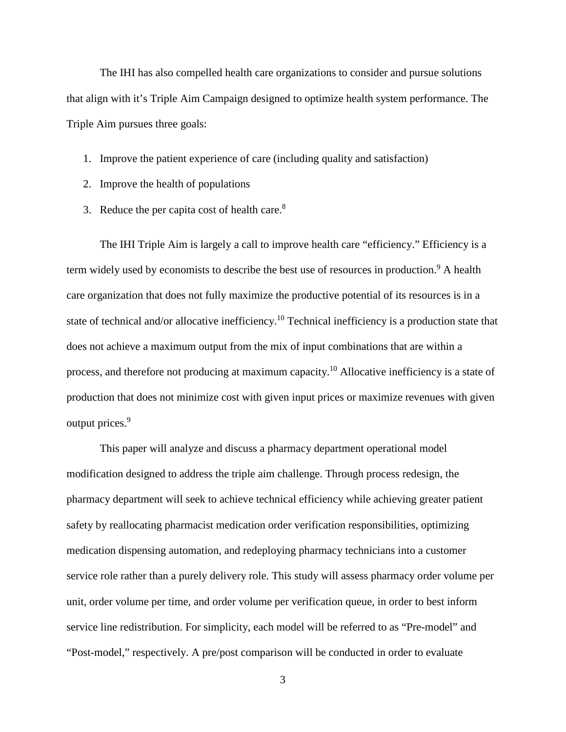The IHI has also compelled health care organizations to consider and pursue solutions that align with it's Triple Aim Campaign designed to optimize health system performance. The Triple Aim pursues three goals:

1. Improve the patient experience of care (including quality and satisfaction)
2. Improve the health of populations
3. Reduce the per capita cost of health care.[8]

The IHI Triple Aim is largely a call to improve health care "efficiency." Efficiency is a term widely used by economists to describe the best use of resources in production.[9] A health care organization that does not fully maximize the productive potential of its resources is in a state of technical and/or allocative inefficiency.[10] Technical inefficiency is a production state that does not achieve a maximum output from the mix of input combinations that are within a process, and therefore not producing at maximum capacity.[10] Allocative inefficiency is a state of production that does not minimize cost with given input prices or maximize revenues with given output prices.[9]

This paper will analyze and discuss a pharmacy department operational model modification designed to address the triple aim challenge. Through process redesign, the pharmacy department will seek to achieve technical efficiency while achieving greater patient safety by reallocating pharmacist medication order verification responsibilities, optimizing medication dispensing automation, and redeploying pharmacy technicians into a customer service role rather than a purely delivery role. This study will assess pharmacy order volume per unit, order volume per time, and order volume per verification queue, in order to best inform service line redistribution. For simplicity, each model will be referred to as "Pre-model" and "Post-model," respectively. A pre/post comparison will be conducted in order to evaluate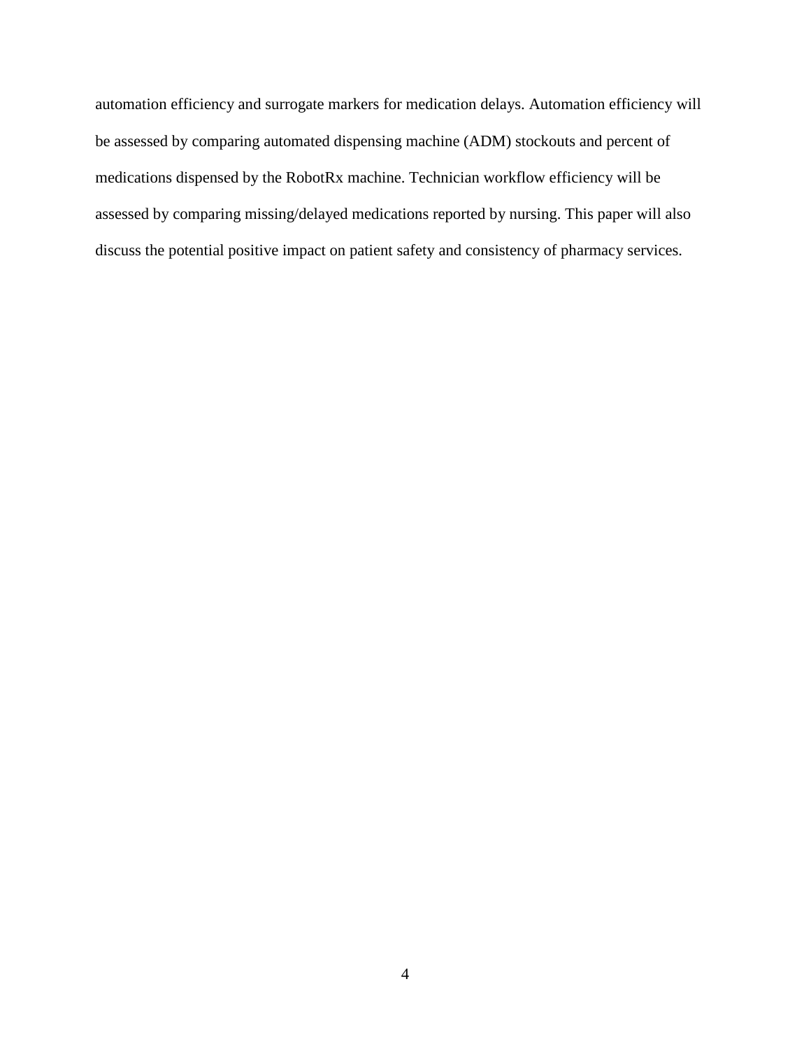automation efficiency and surrogate markers for medication delays. Automation efficiency will be assessed by comparing automated dispensing machine (ADM) stockouts and percent of medications dispensed by the RobotRx machine. Technician workflow efficiency will be assessed by comparing missing/delayed medications reported by nursing. This paper will also discuss the potential positive impact on patient safety and consistency of pharmacy services.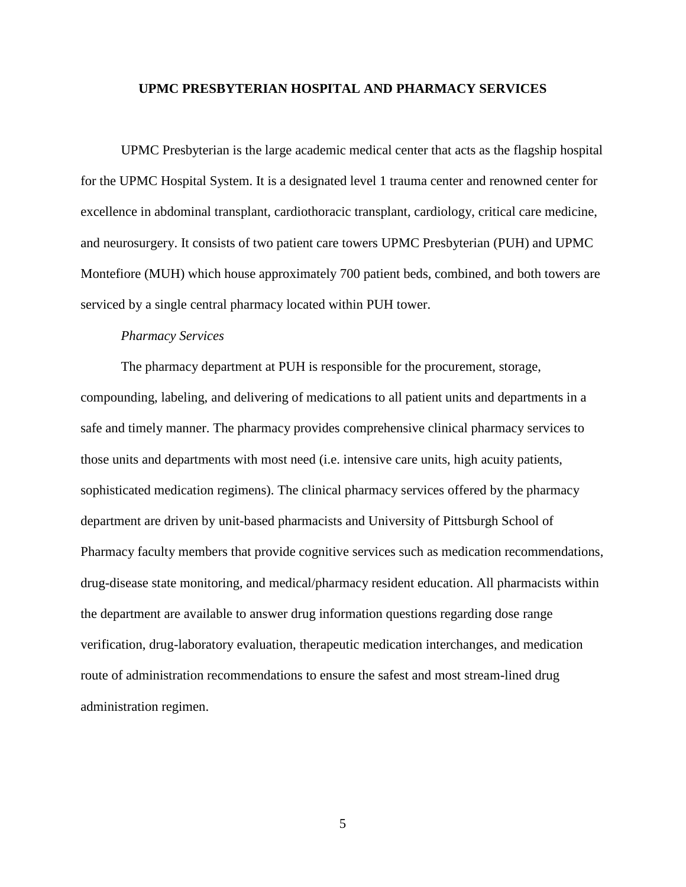## UPMC PRESBYTERIAN HOSPITAL AND PHARMACY SERVICES

UPMC Presbyterian is the large academic medical center that acts as the flagship hospital for the UPMC Hospital System. It is a designated level 1 trauma center and renowned center for excellence in abdominal transplant, cardiothoracic transplant, cardiology, critical care medicine, and neurosurgery. It consists of two patient care towers UPMC Presbyterian (PUH) and UPMC Montefiore (MUH) which house approximately 700 patient beds, combined, and both towers are serviced by a single central pharmacy located within PUH tower.

### *Pharmacy Services*

The pharmacy department at PUH is responsible for the procurement, storage, compounding, labeling, and delivering of medications to all patient units and departments in a safe and timely manner. The pharmacy provides comprehensive clinical pharmacy services to those units and departments with most need (i.e. intensive care units, high acuity patients, sophisticated medication regimens). The clinical pharmacy services offered by the pharmacy department are driven by unit-based pharmacists and University of Pittsburgh School of Pharmacy faculty members that provide cognitive services such as medication recommendations, drug-disease state monitoring, and medical/pharmacy resident education. All pharmacists within the department are available to answer drug information questions regarding dose range verification, drug-laboratory evaluation, therapeutic medication interchanges, and medication route of administration recommendations to ensure the safest and most stream-lined drug administration regimen.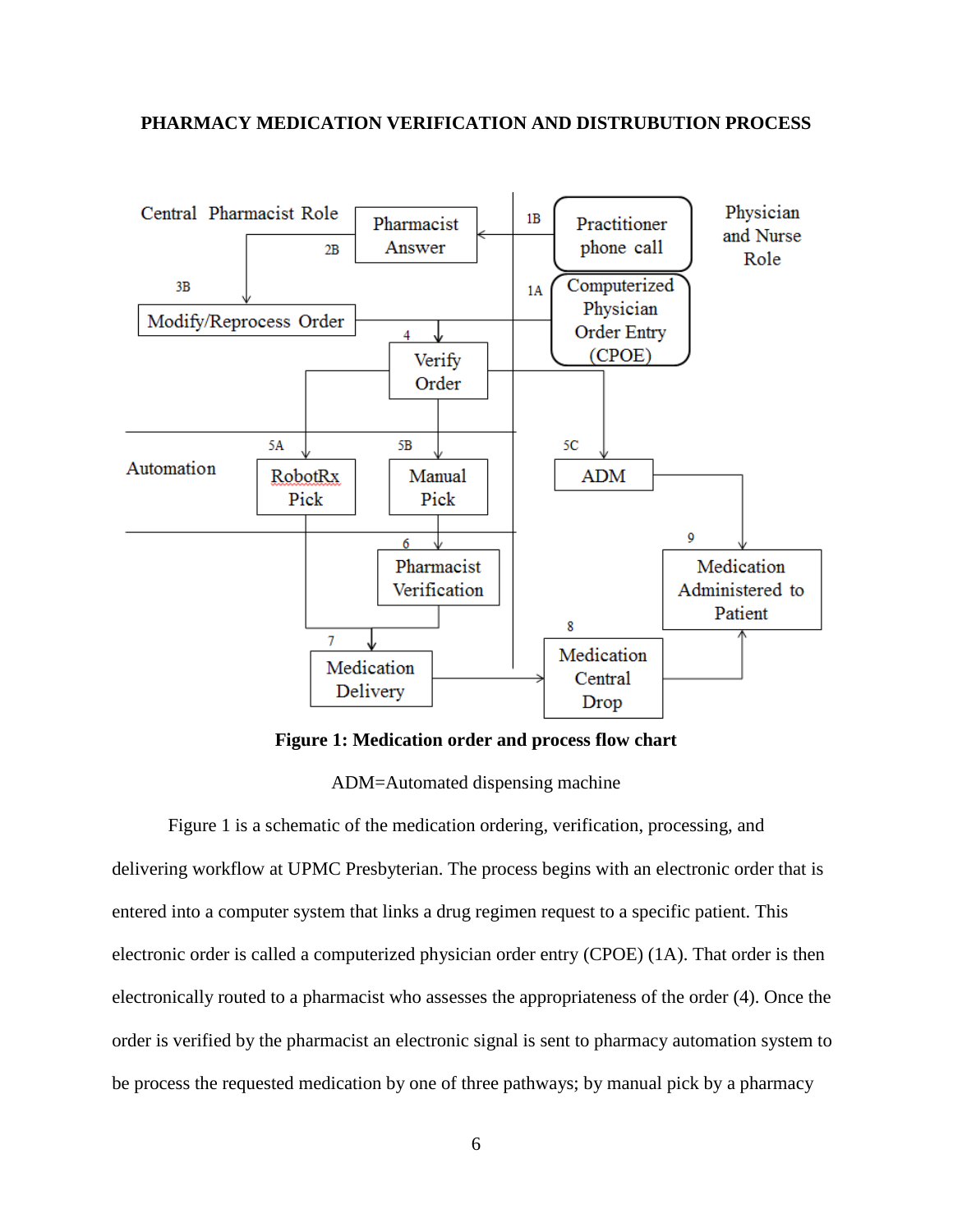**PHARMACY MEDICATION VERIFICATION AND DISTRUBUTION PROCESS**

**Figure 1: Medication order and process flow chart**

ADM=Automated dispensing machine

Figure 1 is a schematic of the medication ordering, verification, processing, and delivering workflow at UPMC Presbyterian. The process begins with an electronic order that is entered into a computer system that links a drug regimen request to a specific patient. This electronic order is called a computerized physician order entry (CPOE) (1A). That order is then electronically routed to a pharmacist who assesses the appropriateness of the order (4). Once the order is verified by the pharmacist an electronic signal is sent to pharmacy automation system to be process the requested medication by one of three pathways; by manual pick by a pharmacy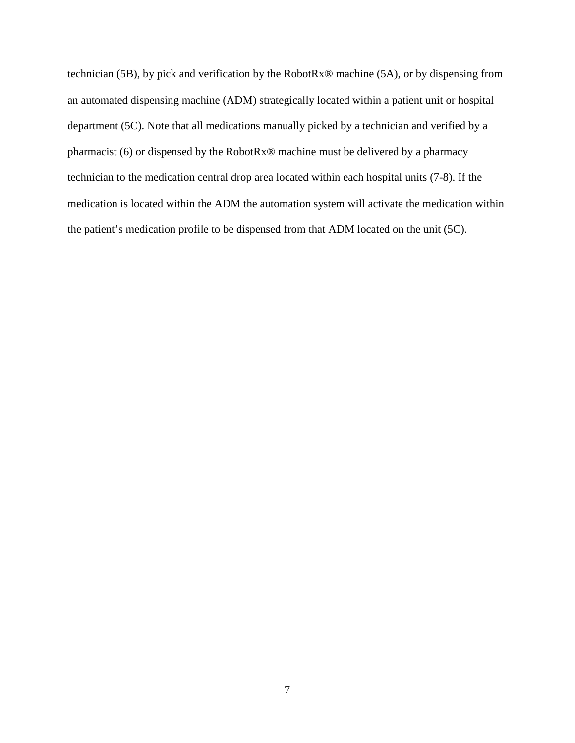technician (5B), by pick and verification by the RobotRx® machine (5A), or by dispensing from an automated dispensing machine (ADM) strategically located within a patient unit or hospital department (5C). Note that all medications manually picked by a technician and verified by a pharmacist (6) or dispensed by the RobotRx® machine must be delivered by a pharmacy technician to the medication central drop area located within each hospital units (7-8). If the medication is located within the ADM the automation system will activate the medication within the patient's medication profile to be dispensed from that ADM located on the unit (5C).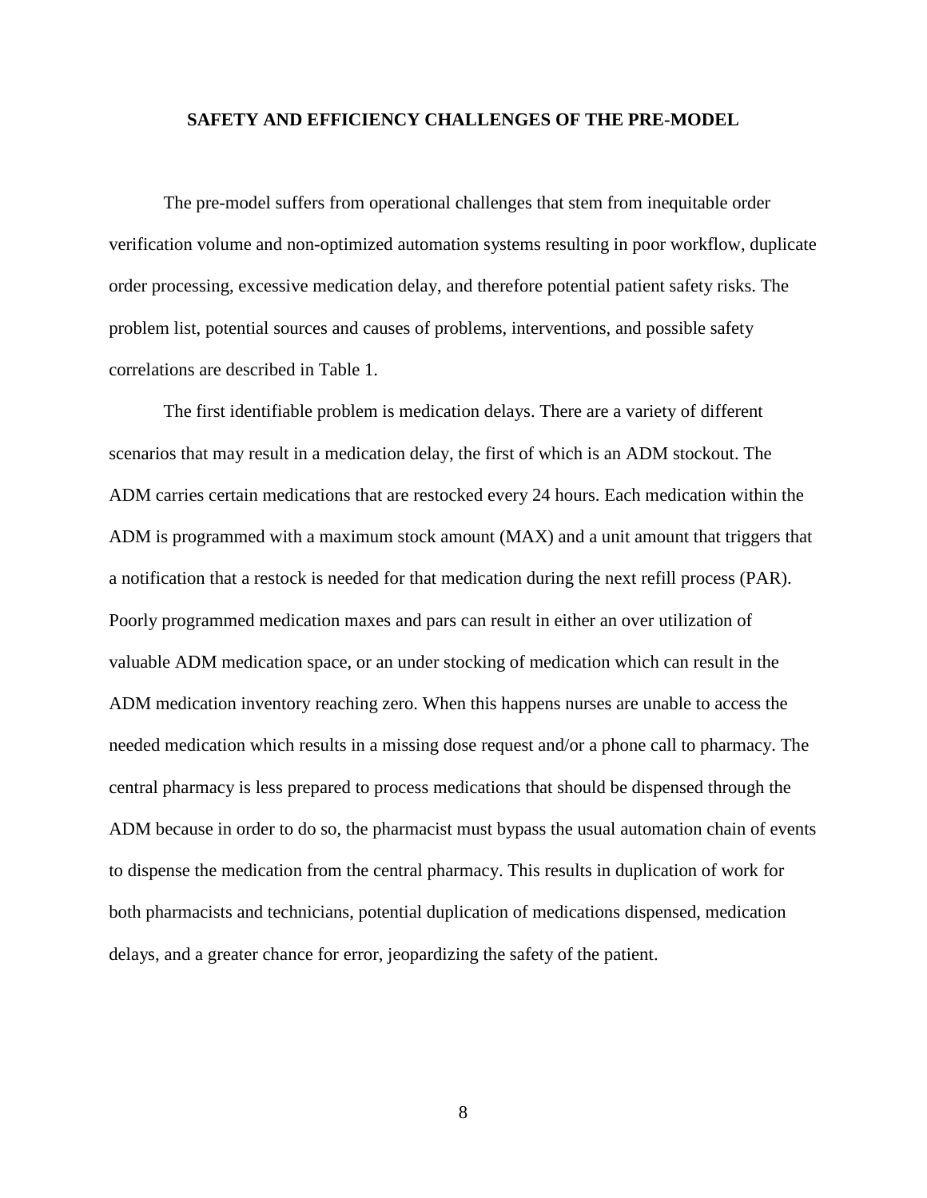## SAFETY AND EFFICIENCY CHALLENGES OF THE PRE-MODEL

The pre-model suffers from operational challenges that stem from inequitable order verification volume and non-optimized automation systems resulting in poor workflow, duplicate order processing, excessive medication delay, and therefore potential patient safety risks. The problem list, potential sources and causes of problems, interventions, and possible safety correlations are described in Table 1.

The first identifiable problem is medication delays. There are a variety of different scenarios that may result in a medication delay, the first of which is an ADM stockout. The ADM carries certain medications that are restocked every 24 hours. Each medication within the ADM is programmed with a maximum stock amount (MAX) and a unit amount that triggers that a notification that a restock is needed for that medication during the next refill process (PAR). Poorly programmed medication maxes and pars can result in either an over utilization of valuable ADM medication space, or an under stocking of medication which can result in the ADM medication inventory reaching zero. When this happens nurses are unable to access the needed medication which results in a missing dose request and/or a phone call to pharmacy. The central pharmacy is less prepared to process medications that should be dispensed through the ADM because in order to do so, the pharmacist must bypass the usual automation chain of events to dispense the medication from the central pharmacy. This results in duplication of work for both pharmacists and technicians, potential duplication of medications dispensed, medication delays, and a greater chance for error, jeopardizing the safety of the patient.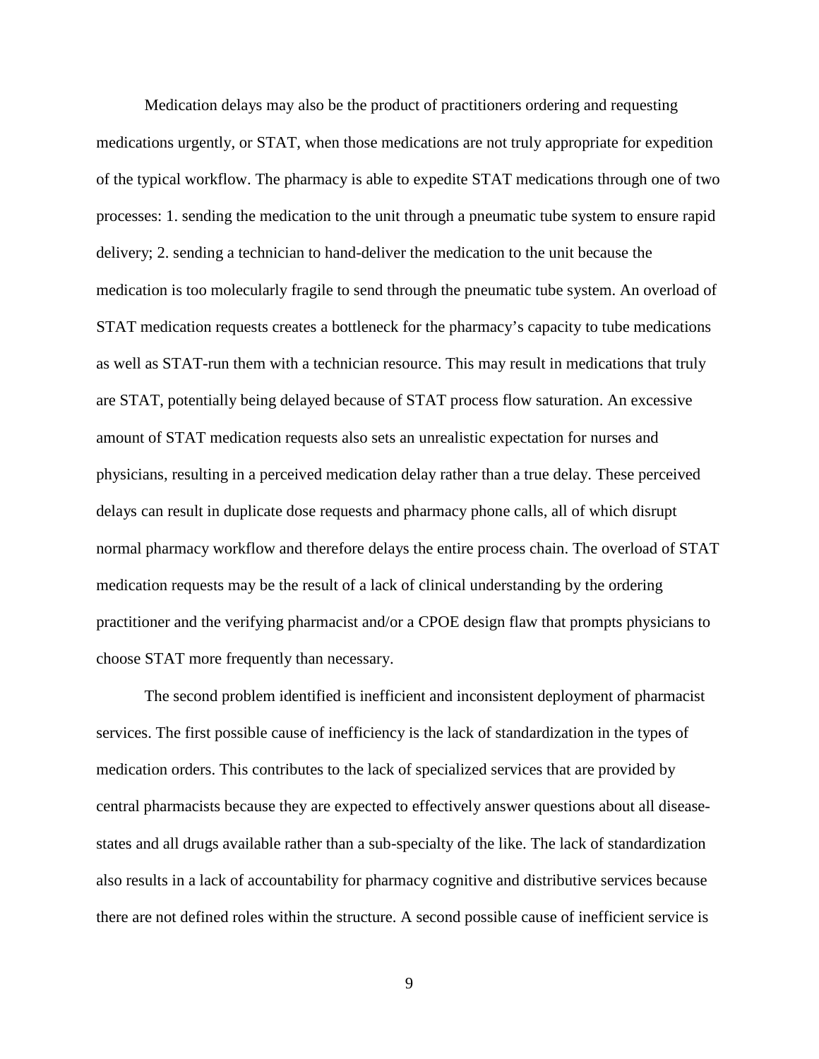Medication delays may also be the product of practitioners ordering and requesting medications urgently, or STAT, when those medications are not truly appropriate for expedition of the typical workflow. The pharmacy is able to expedite STAT medications through one of two processes: 1. sending the medication to the unit through a pneumatic tube system to ensure rapid delivery; 2. sending a technician to hand-deliver the medication to the unit because the medication is too molecularly fragile to send through the pneumatic tube system. An overload of STAT medication requests creates a bottleneck for the pharmacy's capacity to tube medications as well as STAT-run them with a technician resource. This may result in medications that truly are STAT, potentially being delayed because of STAT process flow saturation. An excessive amount of STAT medication requests also sets an unrealistic expectation for nurses and physicians, resulting in a perceived medication delay rather than a true delay. These perceived delays can result in duplicate dose requests and pharmacy phone calls, all of which disrupt normal pharmacy workflow and therefore delays the entire process chain. The overload of STAT medication requests may be the result of a lack of clinical understanding by the ordering practitioner and the verifying pharmacist and/or a CPOE design flaw that prompts physicians to choose STAT more frequently than necessary.

The second problem identified is inefficient and inconsistent deployment of pharmacist services. The first possible cause of inefficiency is the lack of standardization in the types of medication orders. This contributes to the lack of specialized services that are provided by central pharmacists because they are expected to effectively answer questions about all disease-states and all drugs available rather than a sub-specialty of the like. The lack of standardization also results in a lack of accountability for pharmacy cognitive and distributive services because there are not defined roles within the structure. A second possible cause of inefficient service is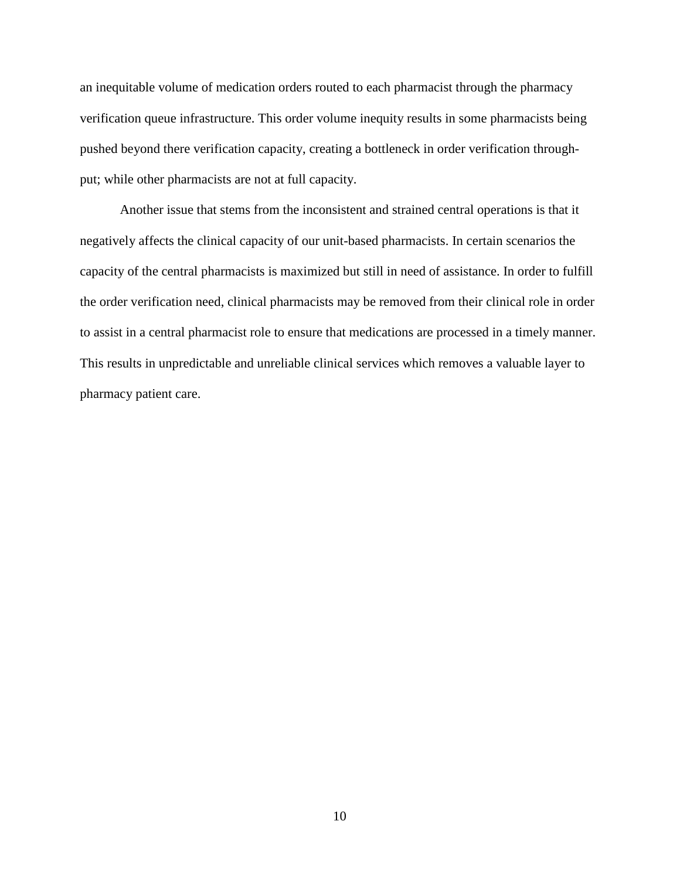an inequitable volume of medication orders routed to each pharmacist through the pharmacy verification queue infrastructure. This order volume inequity results in some pharmacists being pushed beyond there verification capacity, creating a bottleneck in order verification through-put; while other pharmacists are not at full capacity.

Another issue that stems from the inconsistent and strained central operations is that it negatively affects the clinical capacity of our unit-based pharmacists. In certain scenarios the capacity of the central pharmacists is maximized but still in need of assistance. In order to fulfill the order verification need, clinical pharmacists may be removed from their clinical role in order to assist in a central pharmacist role to ensure that medications are processed in a timely manner. This results in unpredictable and unreliable clinical services which removes a valuable layer to pharmacy patient care.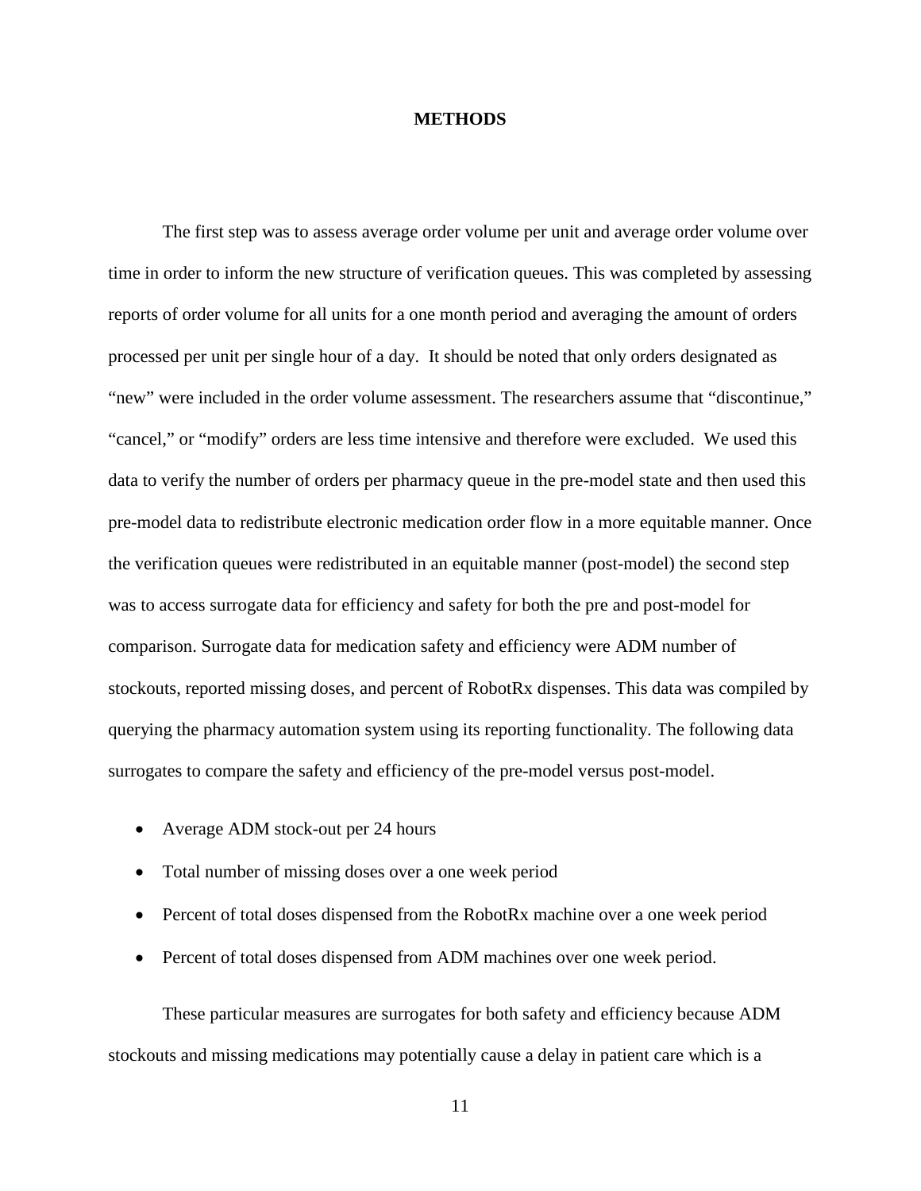# METHODS

The first step was to assess average order volume per unit and average order volume over time in order to inform the new structure of verification queues. This was completed by assessing reports of order volume for all units for a one month period and averaging the amount of orders processed per unit per single hour of a day. It should be noted that only orders designated as "new" were included in the order volume assessment. The researchers assume that "discontinue," "cancel," or "modify" orders are less time intensive and therefore were excluded. We used this data to verify the number of orders per pharmacy queue in the pre-model state and then used this pre-model data to redistribute electronic medication order flow in a more equitable manner. Once the verification queues were redistributed in an equitable manner (post-model) the second step was to access surrogate data for efficiency and safety for both the pre and post-model for comparison. Surrogate data for medication safety and efficiency were ADM number of stockouts, reported missing doses, and percent of RobotRx dispenses. This data was compiled by querying the pharmacy automation system using its reporting functionality. The following data surrogates to compare the safety and efficiency of the pre-model versus post-model.

- Average ADM stock-out per 24 hours
- Total number of missing doses over a one week period
- Percent of total doses dispensed from the RobotRx machine over a one week period
- Percent of total doses dispensed from ADM machines over one week period.

These particular measures are surrogates for both safety and efficiency because ADM stockouts and missing medications may potentially cause a delay in patient care which is a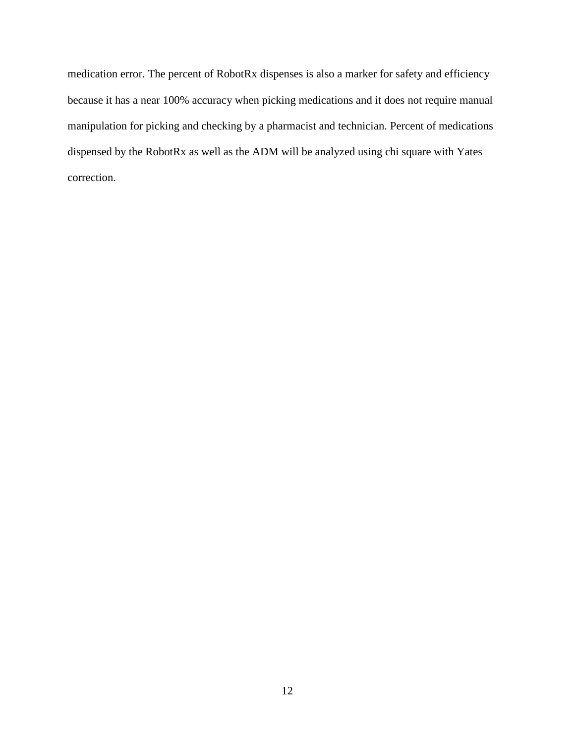medication error. The percent of RobotRx dispenses is also a marker for safety and efficiency because it has a near 100% accuracy when picking medications and it does not require manual manipulation for picking and checking by a pharmacist and technician. Percent of medications dispensed by the RobotRx as well as the ADM will be analyzed using chi square with Yates correction.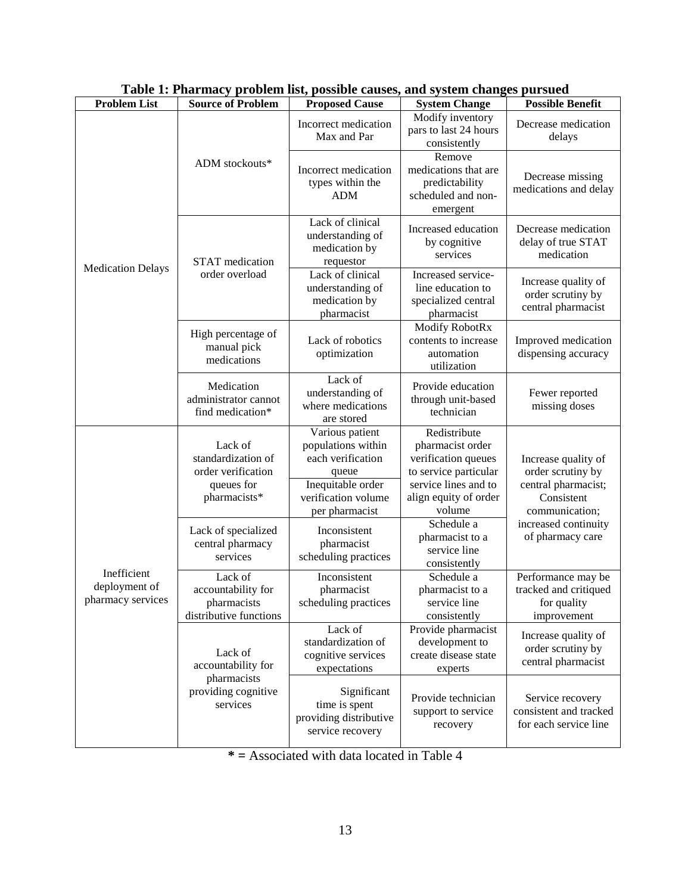**Table 1: Pharmacy problem list, possible causes, and system changes pursued**

| Problem List | Source of Problem | Proposed Cause | System Change | Possible Benefit |
|---|---|---|---|---|
| Medication Delays | ADM stockouts* | Incorrect medication Max and Par | Modify inventory pars to last 24 hours consistently | Decrease medication delays |
| | | Incorrect medication types within the ADM | Remove medications that are predictability scheduled and non-emergent | Decrease missing medications and delay |
| | STAT medication order overload | Lack of clinical understanding of medication by requestor | Increased education by cognitive services | Decrease medication delay of true STAT medication |
| | | Lack of clinical understanding of medication by pharmacist | Increased service-line education to specialized central pharmacist | Increase quality of order scrutiny by central pharmacist |
| | High percentage of manual pick medications | Lack of robotics optimization | Modify RobotRx contents to increase automation utilization | Improved medication dispensing accuracy |
| | Medication administrator cannot find medication* | Lack of understanding of where medications are stored | Provide education through unit-based technician | Fewer reported missing doses |
| Inefficient deployment of pharmacy services | Lack of standardization of order verification queues for pharmacists* | Various patient populations within each verification queue | Redistribute pharmacist order verification queues to service particular service lines and to align equity of order volume | Increase quality of order scrutiny by central pharmacist; Consistent communication; increased continuity of pharmacy care |
| | | Inequitable order verification volume per pharmacist | | |
| | Lack of specialized central pharmacy services | Inconsistent pharmacist scheduling practices | Schedule a pharmacist to a service line consistently | |
| | Lack of accountability for pharmacists distributive functions | Inconsistent pharmacist scheduling practices | Schedule a pharmacist to a service line consistently | Performance may be tracked and critiqued for quality improvement |
| | Lack of accountability for pharmacists providing cognitive services | Lack of standardization of cognitive services expectations | Provide pharmacist development to create disease state experts | Increase quality of order scrutiny by central pharmacist |
| | | Significant time is spent providing distributive service recovery | Provide technician support to service recovery | Service recovery consistent and tracked for each service line |

**\*** = Associated with data located in Table 4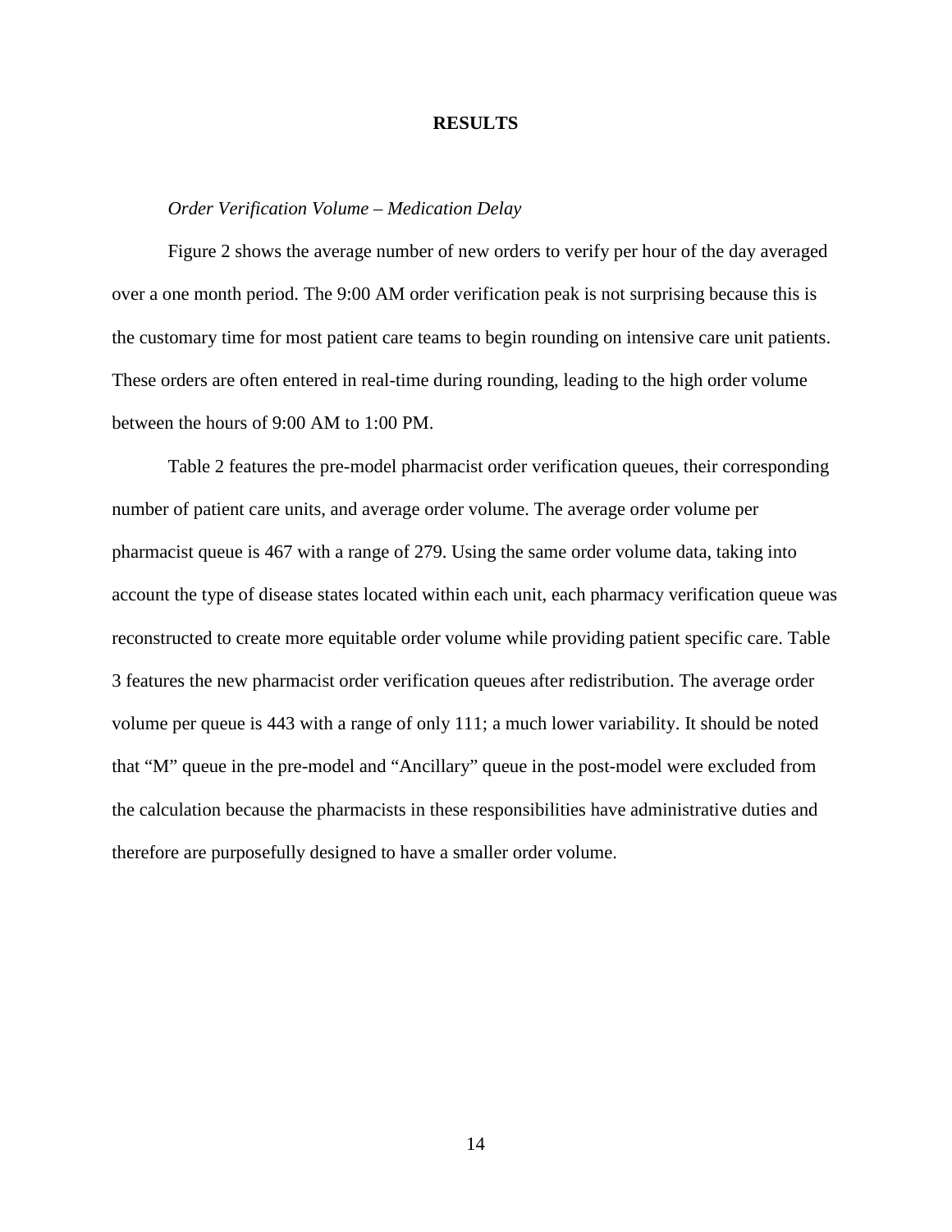# RESULTS

*Order Verification Volume – Medication Delay*

Figure 2 shows the average number of new orders to verify per hour of the day averaged over a one month period. The 9:00 AM order verification peak is not surprising because this is the customary time for most patient care teams to begin rounding on intensive care unit patients. These orders are often entered in real-time during rounding, leading to the high order volume between the hours of 9:00 AM to 1:00 PM.

Table 2 features the pre-model pharmacist order verification queues, their corresponding number of patient care units, and average order volume. The average order volume per pharmacist queue is 467 with a range of 279. Using the same order volume data, taking into account the type of disease states located within each unit, each pharmacy verification queue was reconstructed to create more equitable order volume while providing patient specific care. Table 3 features the new pharmacist order verification queues after redistribution. The average order volume per queue is 443 with a range of only 111; a much lower variability. It should be noted that "M" queue in the pre-model and "Ancillary" queue in the post-model were excluded from the calculation because the pharmacists in these responsibilities have administrative duties and therefore are purposefully designed to have a smaller order volume.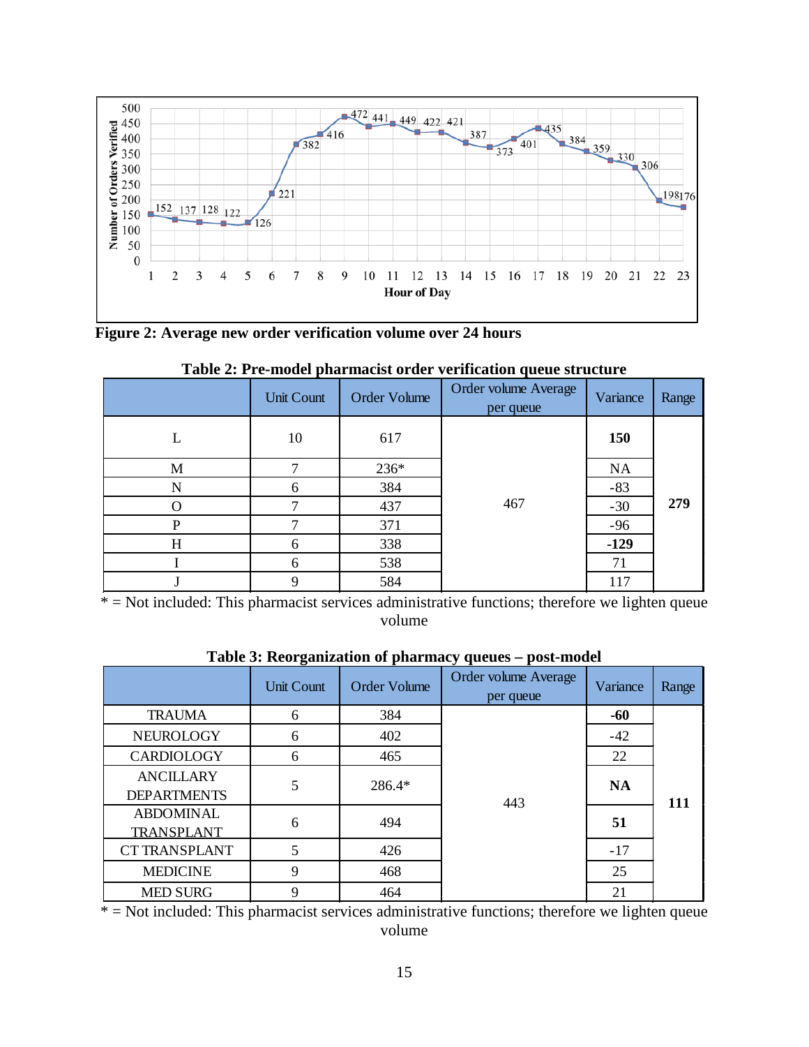**Figure 2: Average new order verification volume over 24 hours**

**Table 2: Pre-model pharmacist order verification queue structure**

| | Unit Count | Order Volume | Order volume Average per queue | Variance | Range |
|---|---|---|---|---|---|
| L | 10 | 617 | 467 | **150** | **279** |
| M | 7 | 236* | | NA | |
| N | 6 | 384 | | -83 | |
| O | 7 | 437 | | -30 | |
| P | 7 | 371 | | -96 | |
| H | 6 | 338 | | **-129** | |
| I | 6 | 538 | | 71 | |
| J | 9 | 584 | | 117 | |

* = Not included: This pharmacist services administrative functions; therefore we lighten queue volume

**Table 3: Reorganization of pharmacy queues – post-model**

| | Unit Count | Order Volume | Order volume Average per queue | Variance | Range |
|---|---|---|---|---|---|
| TRAUMA | 6 | 384 | 443 | **-60** | **111** |
| NEUROLOGY | 6 | 402 | | -42 | |
| CARDIOLOGY | 6 | 465 | | 22 | |
| ANCILLARY DEPARTMENTS | 5 | 286.4* | | **NA** | |
| ABDOMINAL TRANSPLANT | 6 | 494 | | **51** | |
| CT TRANSPLANT | 5 | 426 | | -17 | |
| MEDICINE | 9 | 468 | | 25 | |
| MED SURG | 9 | 464 | | 21 | |

* = Not included: This pharmacist services administrative functions; therefore we lighten queue volume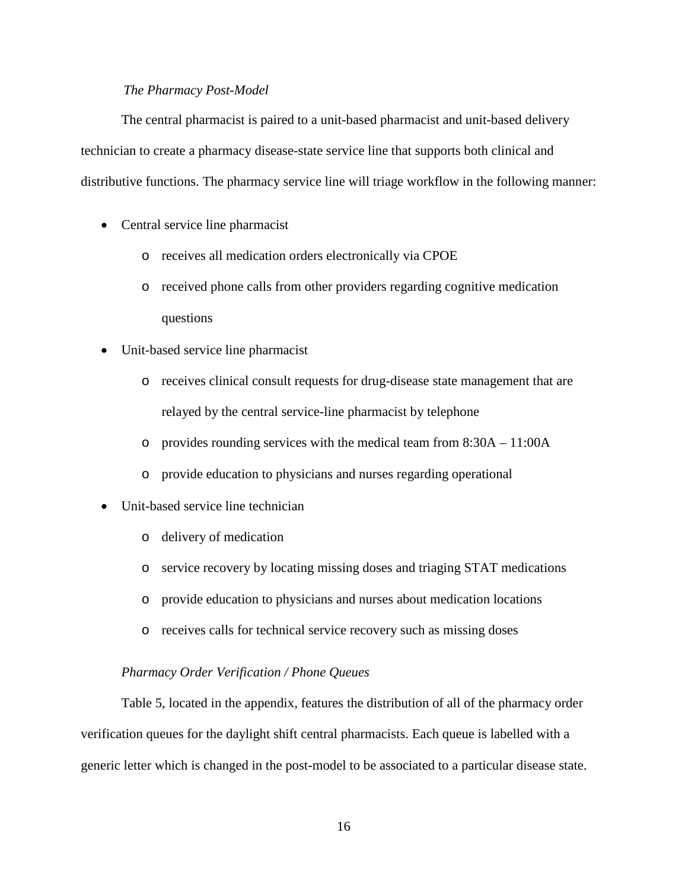*The Pharmacy Post-Model*

The central pharmacist is paired to a unit-based pharmacist and unit-based delivery technician to create a pharmacy disease-state service line that supports both clinical and distributive functions. The pharmacy service line will triage workflow in the following manner:

- Central service line pharmacist
  - receives all medication orders electronically via CPOE
  - received phone calls from other providers regarding cognitive medication questions
- Unit-based service line pharmacist
  - receives clinical consult requests for drug-disease state management that are relayed by the central service-line pharmacist by telephone
  - provides rounding services with the medical team from 8:30A – 11:00A
  - provide education to physicians and nurses regarding operational
- Unit-based service line technician
  - delivery of medication
  - service recovery by locating missing doses and triaging STAT medications
  - provide education to physicians and nurses about medication locations
  - receives calls for technical service recovery such as missing doses

*Pharmacy Order Verification / Phone Queues*

Table 5, located in the appendix, features the distribution of all of the pharmacy order verification queues for the daylight shift central pharmacists. Each queue is labelled with a generic letter which is changed in the post-model to be associated to a particular disease state.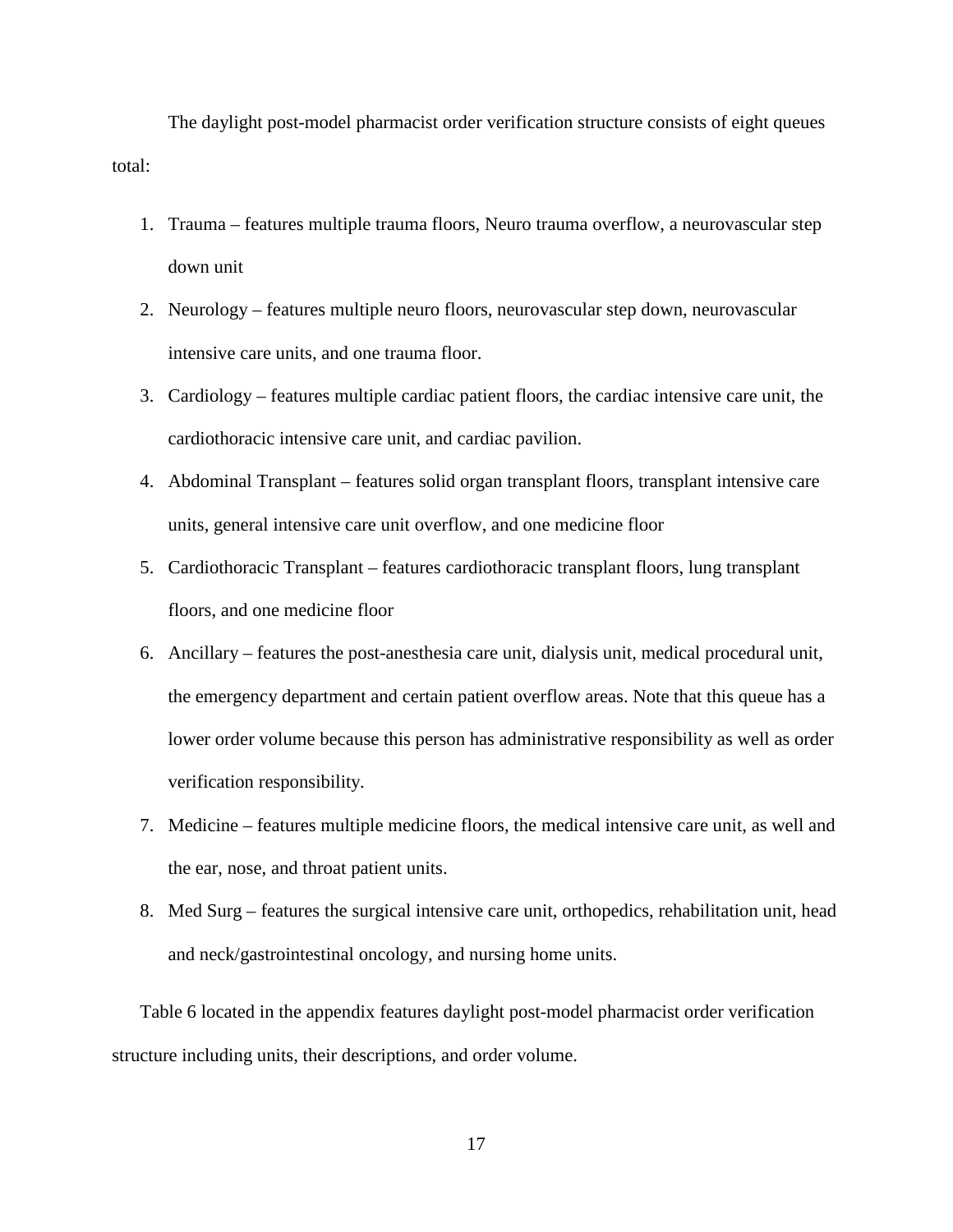The daylight post-model pharmacist order verification structure consists of eight queues total:

1. Trauma – features multiple trauma floors, Neuro trauma overflow, a neurovascular step down unit
2. Neurology – features multiple neuro floors, neurovascular step down, neurovascular intensive care units, and one trauma floor.
3. Cardiology – features multiple cardiac patient floors, the cardiac intensive care unit, the cardiothoracic intensive care unit, and cardiac pavilion.
4. Abdominal Transplant – features solid organ transplant floors, transplant intensive care units, general intensive care unit overflow, and one medicine floor
5. Cardiothoracic Transplant – features cardiothoracic transplant floors, lung transplant floors, and one medicine floor
6. Ancillary – features the post-anesthesia care unit, dialysis unit, medical procedural unit, the emergency department and certain patient overflow areas. Note that this queue has a lower order volume because this person has administrative responsibility as well as order verification responsibility.
7. Medicine – features multiple medicine floors, the medical intensive care unit, as well and the ear, nose, and throat patient units.
8. Med Surg – features the surgical intensive care unit, orthopedics, rehabilitation unit, head and neck/gastrointestinal oncology, and nursing home units.

Table 6 located in the appendix features daylight post-model pharmacist order verification structure including units, their descriptions, and order volume.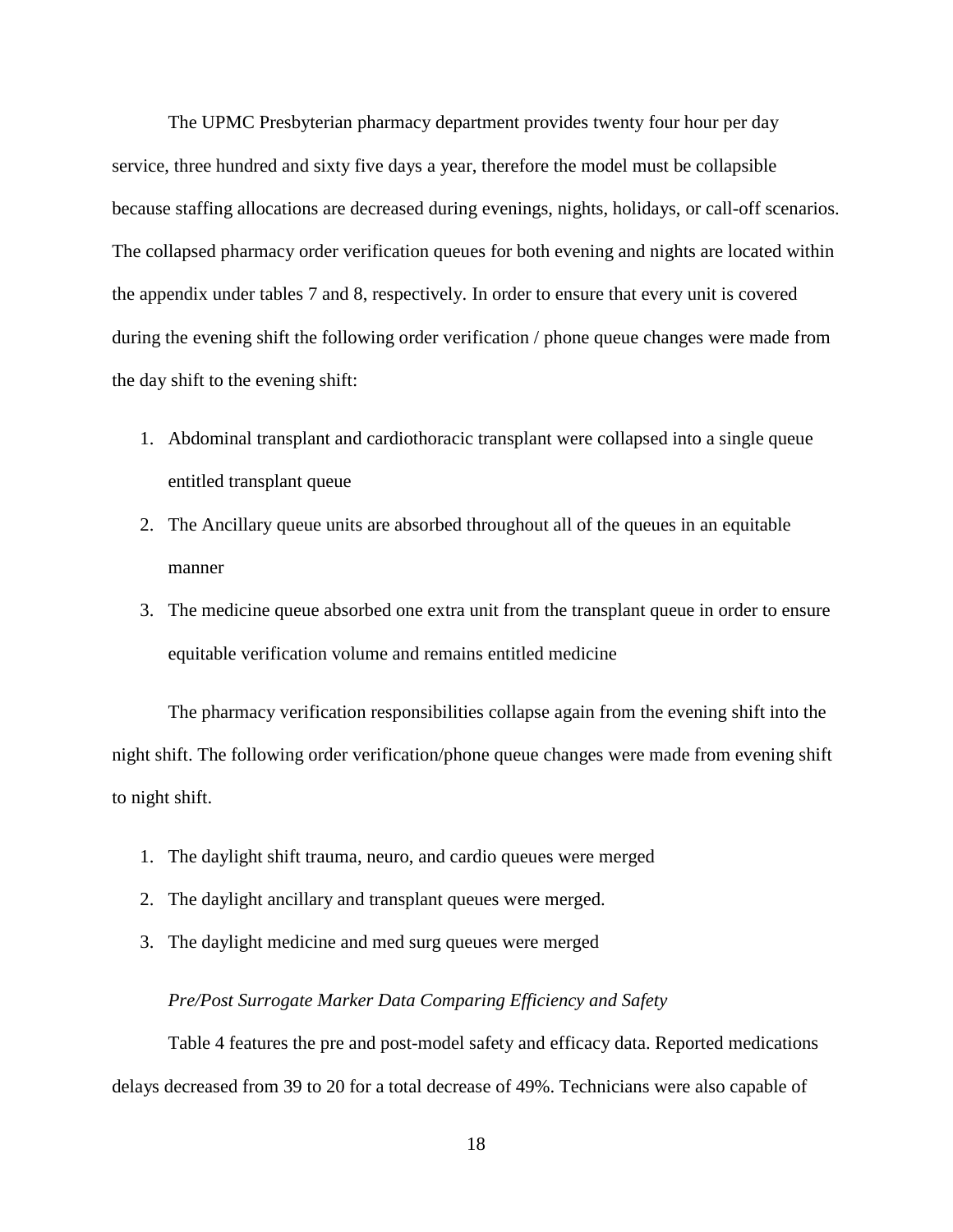The UPMC Presbyterian pharmacy department provides twenty four hour per day service, three hundred and sixty five days a year, therefore the model must be collapsible because staffing allocations are decreased during evenings, nights, holidays, or call-off scenarios. The collapsed pharmacy order verification queues for both evening and nights are located within the appendix under tables 7 and 8, respectively. In order to ensure that every unit is covered during the evening shift the following order verification / phone queue changes were made from the day shift to the evening shift:

1. Abdominal transplant and cardiothoracic transplant were collapsed into a single queue entitled transplant queue
2. The Ancillary queue units are absorbed throughout all of the queues in an equitable manner
3. The medicine queue absorbed one extra unit from the transplant queue in order to ensure equitable verification volume and remains entitled medicine

The pharmacy verification responsibilities collapse again from the evening shift into the night shift. The following order verification/phone queue changes were made from evening shift to night shift.

1. The daylight shift trauma, neuro, and cardio queues were merged
2. The daylight ancillary and transplant queues were merged.
3. The daylight medicine and med surg queues were merged

*Pre/Post Surrogate Marker Data Comparing Efficiency and Safety*

Table 4 features the pre and post-model safety and efficacy data. Reported medications delays decreased from 39 to 20 for a total decrease of 49%. Technicians were also capable of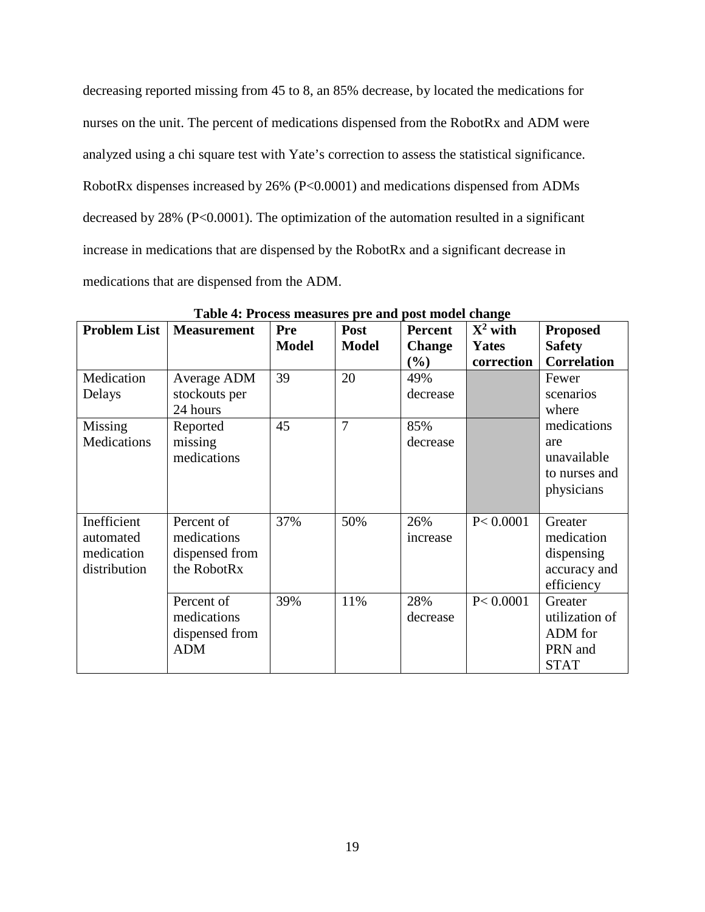decreasing reported missing from 45 to 8, an 85% decrease, by located the medications for nurses on the unit. The percent of medications dispensed from the RobotRx and ADM were analyzed using a chi square test with Yate's correction to assess the statistical significance. RobotRx dispenses increased by 26% (P<0.0001) and medications dispensed from ADMs decreased by 28% (P<0.0001). The optimization of the automation resulted in a significant increase in medications that are dispensed by the RobotRx and a significant decrease in medications that are dispensed from the ADM.

**Table 4: Process measures pre and post model change**

| Problem List | Measurement | Pre Model | Post Model | Percent Change (%) | $X^2$ with Yates correction | Proposed Safety Correlation |
|---|---|---|---|---|---|---|
| Medication Delays | Average ADM stockouts per 24 hours | 39 | 20 | 49% decrease | | Fewer scenarios where medications are unavailable to nurses and physicians |
| Missing Medications | Reported missing medications | 45 | 7 | 85% decrease | | |
| Inefficient automated medication distribution | Percent of medications dispensed from the RobotRx | 37% | 50% | 26% increase | P< 0.0001 | Greater medication dispensing accuracy and efficiency |
| | Percent of medications dispensed from ADM | 39% | 11% | 28% decrease | P< 0.0001 | Greater utilization of ADM for PRN and STAT |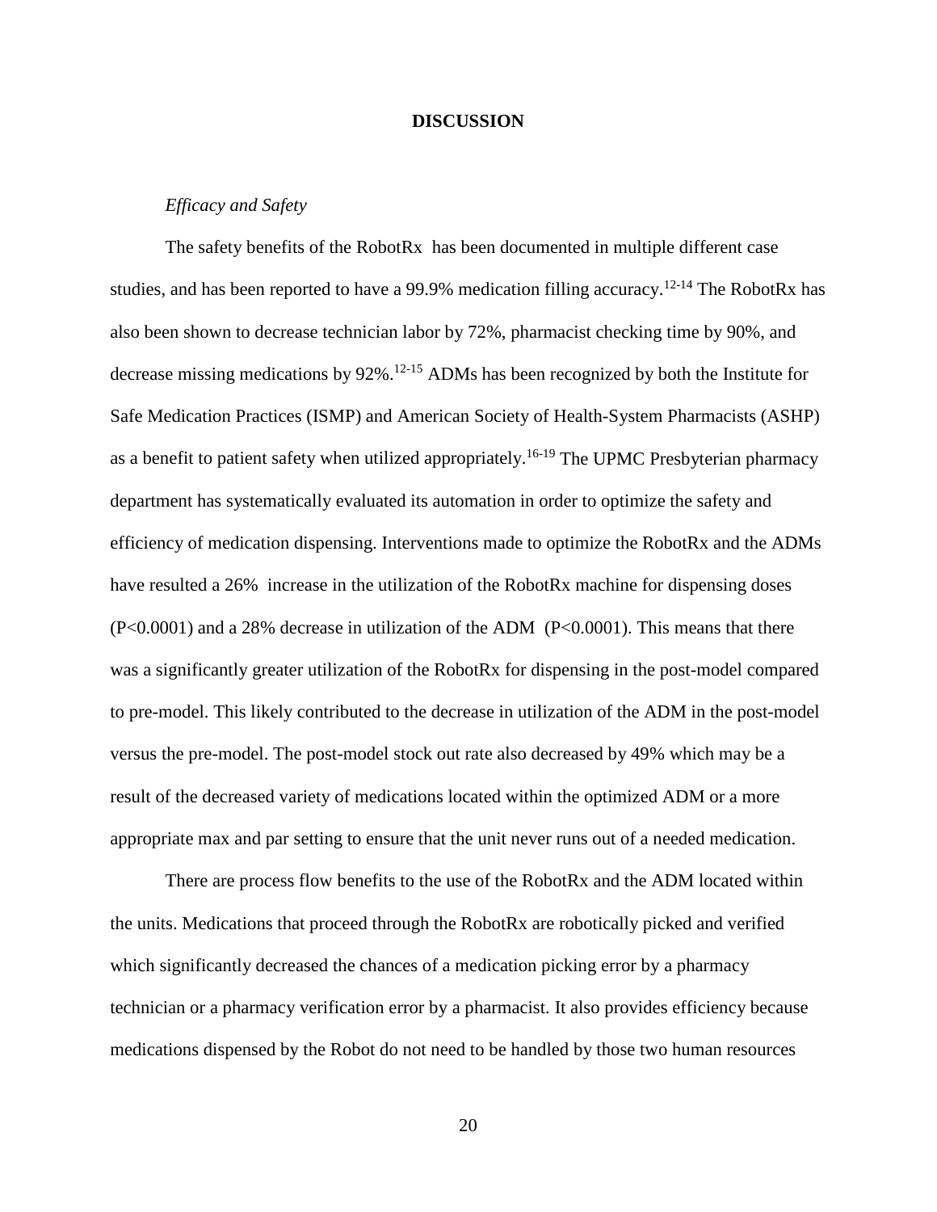## DISCUSSION

### *Efficacy and Safety*

The safety benefits of the RobotRx has been documented in multiple different case studies, and has been reported to have a 99.9% medication filling accuracy.[12-14] The RobotRx has also been shown to decrease technician labor by 72%, pharmacist checking time by 90%, and decrease missing medications by 92%.[12-15] ADMs has been recognized by both the Institute for Safe Medication Practices (ISMP) and American Society of Health-System Pharmacists (ASHP) as a benefit to patient safety when utilized appropriately.[16-19] The UPMC Presbyterian pharmacy department has systematically evaluated its automation in order to optimize the safety and efficiency of medication dispensing. Interventions made to optimize the RobotRx and the ADMs have resulted a 26% increase in the utilization of the RobotRx machine for dispensing doses ($P<0.0001$) and a 28% decrease in utilization of the ADM ($P<0.0001$). This means that there was a significantly greater utilization of the RobotRx for dispensing in the post-model compared to pre-model. This likely contributed to the decrease in utilization of the ADM in the post-model versus the pre-model. The post-model stock out rate also decreased by 49% which may be a result of the decreased variety of medications located within the optimized ADM or a more appropriate max and par setting to ensure that the unit never runs out of a needed medication.

There are process flow benefits to the use of the RobotRx and the ADM located within the units. Medications that proceed through the RobotRx are robotically picked and verified which significantly decreased the chances of a medication picking error by a pharmacy technician or a pharmacy verification error by a pharmacist. It also provides efficiency because medications dispensed by the Robot do not need to be handled by those two human resources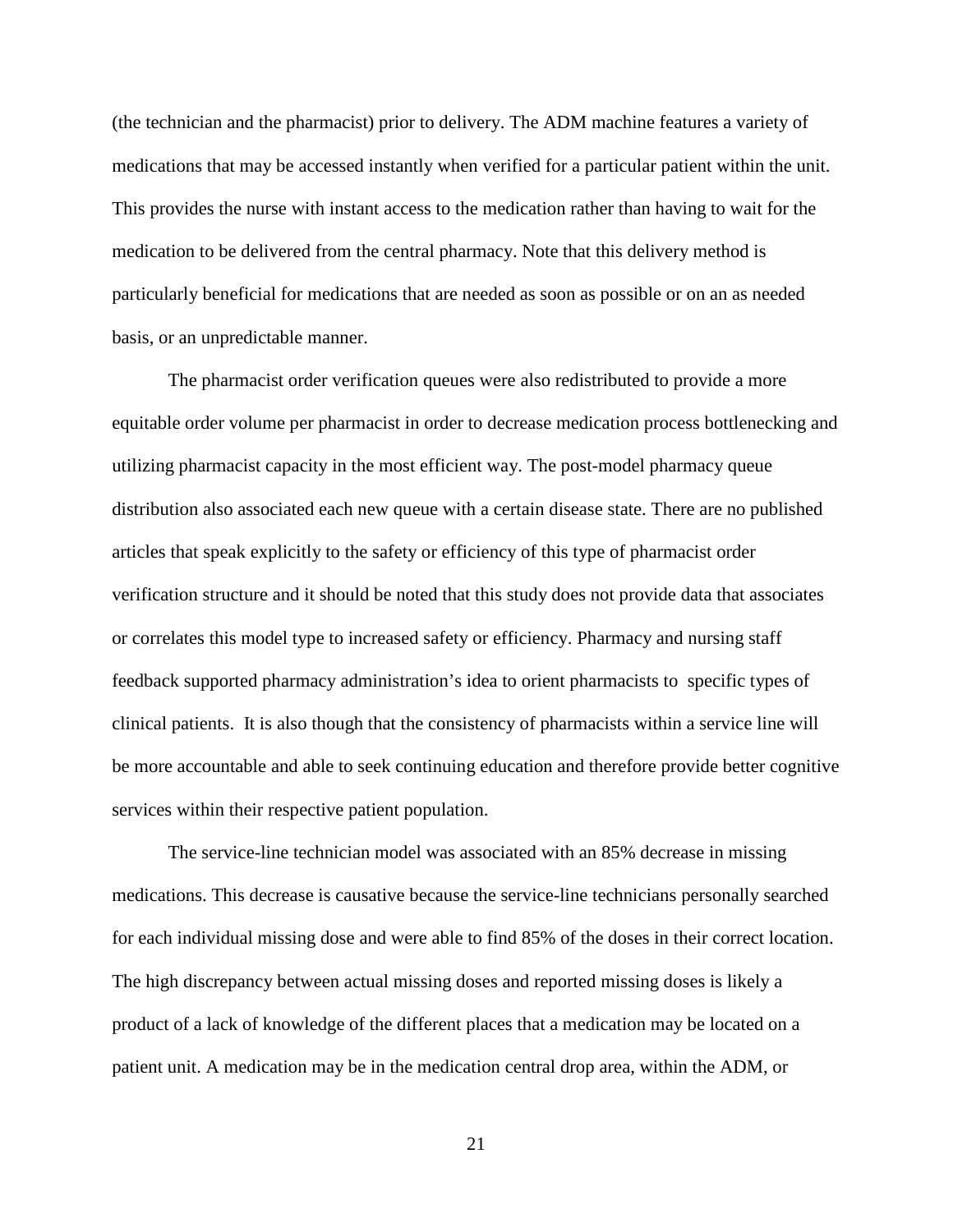(the technician and the pharmacist) prior to delivery. The ADM machine features a variety of medications that may be accessed instantly when verified for a particular patient within the unit. This provides the nurse with instant access to the medication rather than having to wait for the medication to be delivered from the central pharmacy. Note that this delivery method is particularly beneficial for medications that are needed as soon as possible or on an as needed basis, or an unpredictable manner.

The pharmacist order verification queues were also redistributed to provide a more equitable order volume per pharmacist in order to decrease medication process bottlenecking and utilizing pharmacist capacity in the most efficient way. The post-model pharmacy queue distribution also associated each new queue with a certain disease state. There are no published articles that speak explicitly to the safety or efficiency of this type of pharmacist order verification structure and it should be noted that this study does not provide data that associates or correlates this model type to increased safety or efficiency. Pharmacy and nursing staff feedback supported pharmacy administration's idea to orient pharmacists to specific types of clinical patients. It is also though that the consistency of pharmacists within a service line will be more accountable and able to seek continuing education and therefore provide better cognitive services within their respective patient population.

The service-line technician model was associated with an 85% decrease in missing medications. This decrease is causative because the service-line technicians personally searched for each individual missing dose and were able to find 85% of the doses in their correct location. The high discrepancy between actual missing doses and reported missing doses is likely a product of a lack of knowledge of the different places that a medication may be located on a patient unit. A medication may be in the medication central drop area, within the ADM, or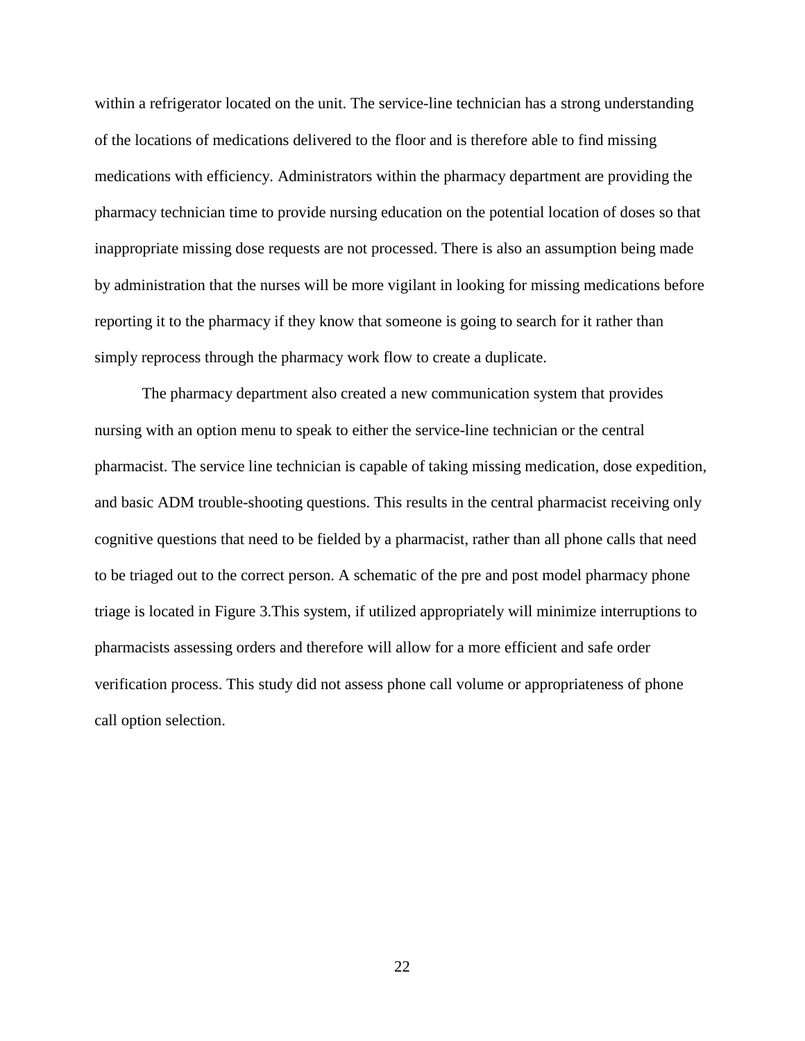within a refrigerator located on the unit. The service-line technician has a strong understanding of the locations of medications delivered to the floor and is therefore able to find missing medications with efficiency. Administrators within the pharmacy department are providing the pharmacy technician time to provide nursing education on the potential location of doses so that inappropriate missing dose requests are not processed. There is also an assumption being made by administration that the nurses will be more vigilant in looking for missing medications before reporting it to the pharmacy if they know that someone is going to search for it rather than simply reprocess through the pharmacy work flow to create a duplicate.

The pharmacy department also created a new communication system that provides nursing with an option menu to speak to either the service-line technician or the central pharmacist. The service line technician is capable of taking missing medication, dose expedition, and basic ADM trouble-shooting questions. This results in the central pharmacist receiving only cognitive questions that need to be fielded by a pharmacist, rather than all phone calls that need to be triaged out to the correct person. A schematic of the pre and post model pharmacy phone triage is located in Figure 3.This system, if utilized appropriately will minimize interruptions to pharmacists assessing orders and therefore will allow for a more efficient and safe order verification process. This study did not assess phone call volume or appropriateness of phone call option selection.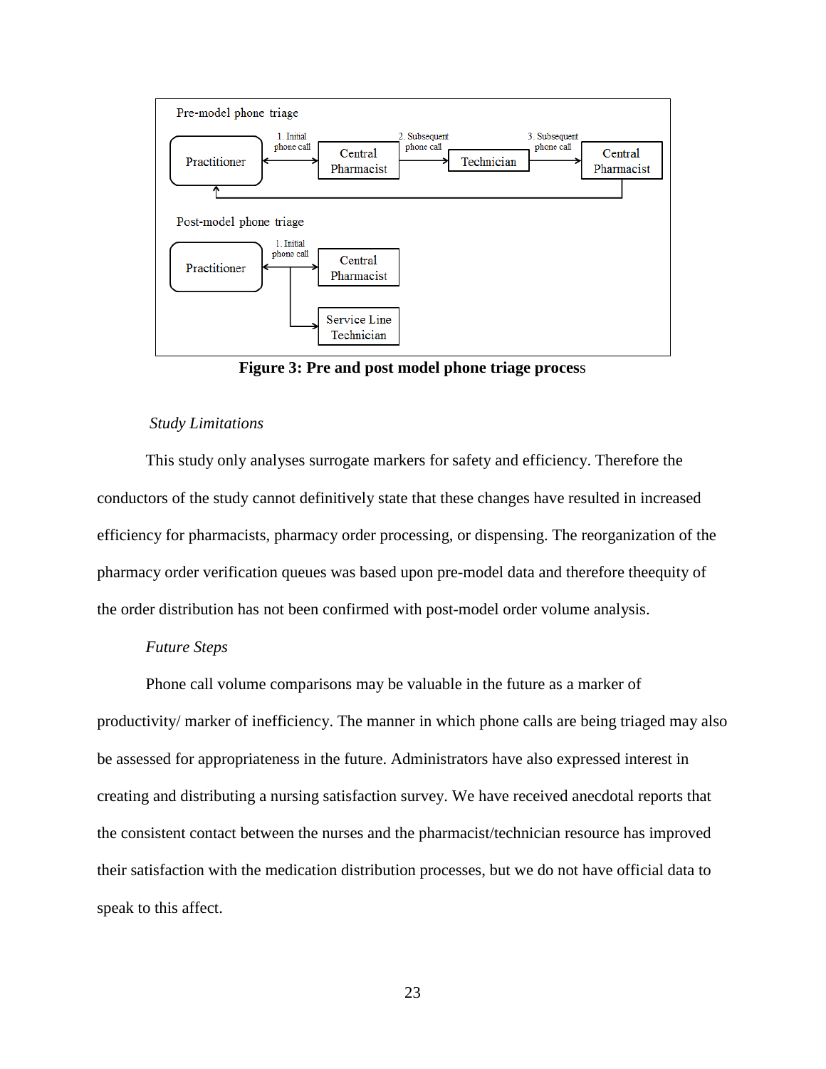Pre-model phone triage

Practitioner → 1. Initial phone call → Central Pharmacist → 2. Subsequent phone call → Technician → 3. Subsequent phone call → Central Pharmacist → Practitioner

Post-model phone triage

Practitioner → 1. Initial phone call → Central Pharmacist / Service Line Technician

**Figure 3: Pre and post model phone triage process**

*Study Limitations*

This study only analyses surrogate markers for safety and efficiency. Therefore the conductors of the study cannot definitively state that these changes have resulted in increased efficiency for pharmacists, pharmacy order processing, or dispensing. The reorganization of the pharmacy order verification queues was based upon pre-model data and therefore theequity of the order distribution has not been confirmed with post-model order volume analysis.

*Future Steps*

Phone call volume comparisons may be valuable in the future as a marker of productivity/ marker of inefficiency. The manner in which phone calls are being triaged may also be assessed for appropriateness in the future. Administrators have also expressed interest in creating and distributing a nursing satisfaction survey. We have received anecdotal reports that the consistent contact between the nurses and the pharmacist/technician resource has improved their satisfaction with the medication distribution processes, but we do not have official data to speak to this affect.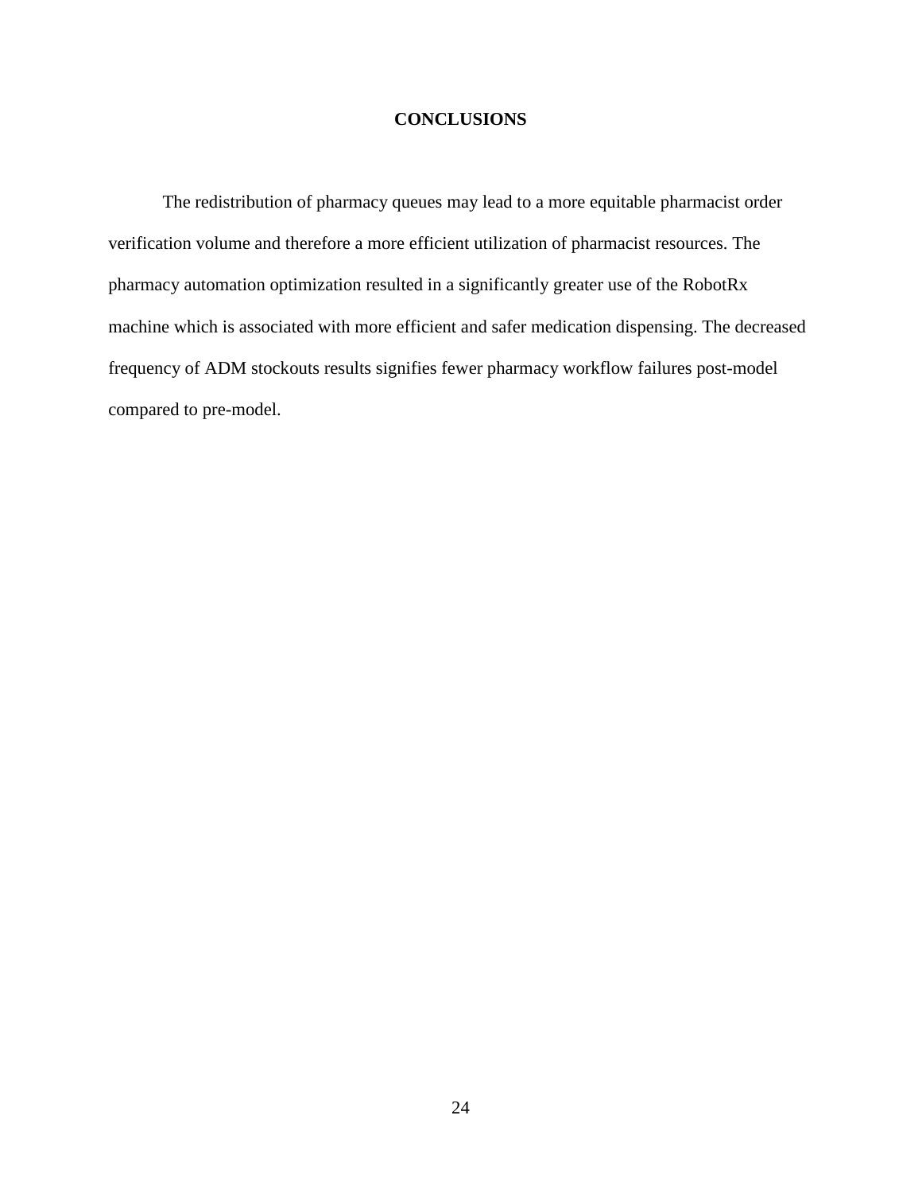# CONCLUSIONS

The redistribution of pharmacy queues may lead to a more equitable pharmacist order verification volume and therefore a more efficient utilization of pharmacist resources. The pharmacy automation optimization resulted in a significantly greater use of the RobotRx machine which is associated with more efficient and safer medication dispensing. The decreased frequency of ADM stockouts results signifies fewer pharmacy workflow failures post-model compared to pre-model.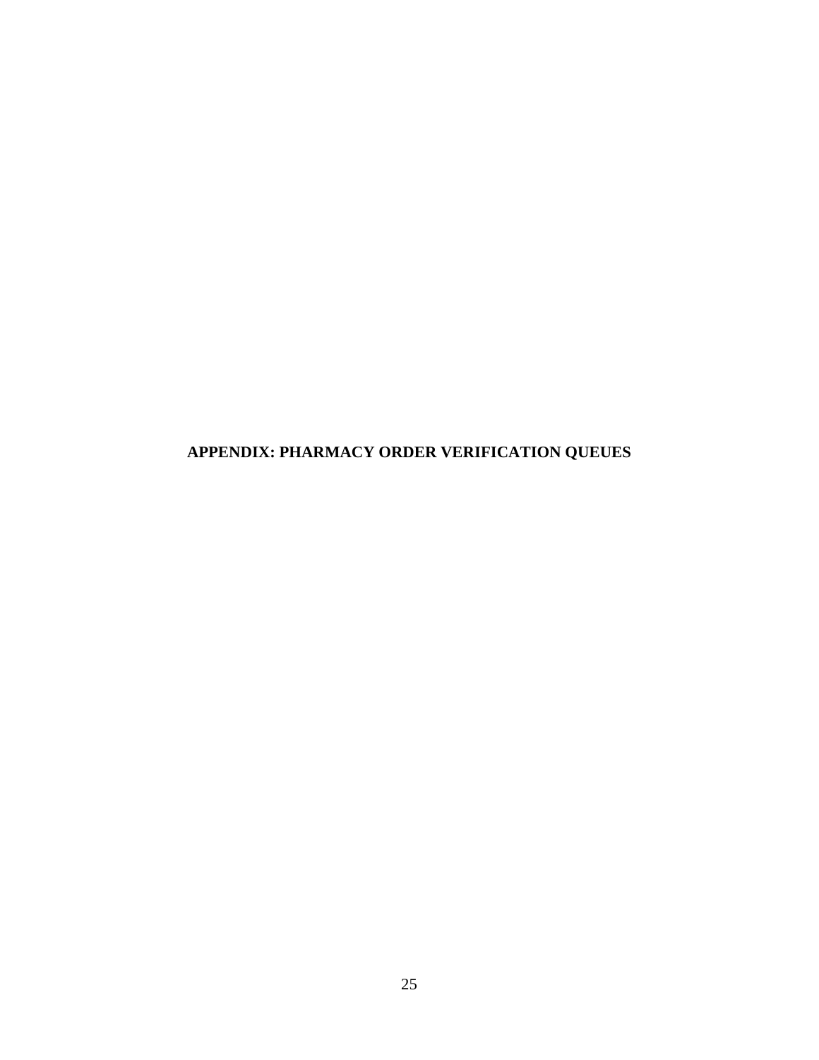# APPENDIX: PHARMACY ORDER VERIFICATION QUEUES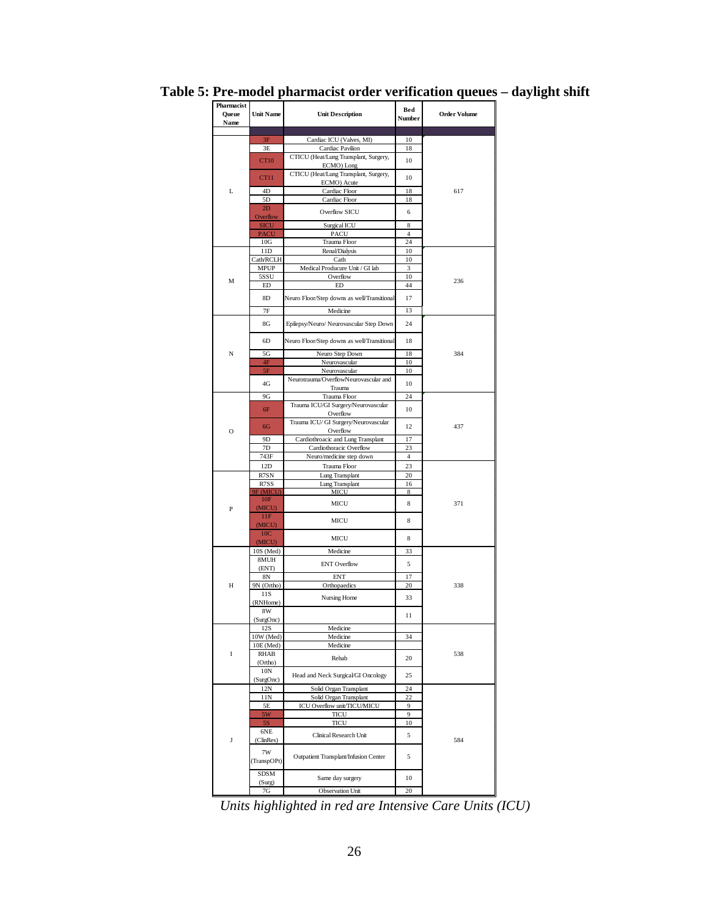# Table 5: Pre-model pharmacist order verification queues – daylight shift

| Pharmacist Queue Name | Unit Name | Unit Description | Bed Number | Order Volume |
|---|---|---|---|---|
| L | 3F | Cardiac ICU (Valves, MI) | 10 | 617 |
| | 3E | Cardiac Pavilion | 18 | |
| | CT10 | CTICU (Heat/Lung Transplant, Surgery, ECMO) Long | 10 | |
| | CT11 | CTICU (Heat/Lung Transplant, Surgery, ECMO) Acute | 10 | |
| | 4D | Cardiac Floor | 18 | |
| | 5D | Cardiac Floor | 18 | |
| | 2D Overflow | Overflow SICU | 6 | |
| | SICU | Surgical ICU | 8 | |
| | PACU | PACU | 4 | |
| | 10G | Trauma Floor | 24 | |
| M | 11D | Renal/Dialysis | 10 | 236 |
| | Cath/RCLH | Cath | 10 | |
| | MPUP | Medical Producure Unit / GI lab | 3 | |
| | 5SSU | Overflow | 10 | |
| | ED | ED | 44 | |
| | 8D | Neuro Floor/Step downs as well/Transitional | 17 | |
| | 7F | Medicine | 13 | |
| N | 8G | Epilepsy/Neuro/ Neurovascular Step Down | 24 | 384 |
| | 6D | Neuro Floor/Step downs as well/Transitional | 18 | |
| | 5G | Neuro Step Down | 18 | |
| | 4F | Neurovascular | 10 | |
| | 5F | Neurovascular | 10 | |
| | 4G | Neurotrauma/OverflowNeurovascular and Trauma | 10 | |
| O | 9G | Trauma Floor | 24 | 437 |
| | 6F | Trauma ICU/GI Surgery/Neurovascular Overflow | 10 | |
| | 6G | Trauma ICU/ GI Surgery/Neurovascular Overflow | 12 | |
| | 9D | Cardiothroacic and Lung Transplant | 17 | |
| | 7D | Cardiothoracic Overflow | 23 | |
| | 743F | Neuro/medicine step down | 4 | |
| | 12D | Trauma Floor | 23 | |
| P | R7SN | Lung Transplant | 20 | 371 |
| | R7SS | Lung Transplant | 16 | |
| | 9F (MICU) | MICU | 8 | |
| | 10F (MICU) | MICU | 8 | |
| | 11F (MICU) | MICU | 8 | |
| | 10C (MICU) | MICU | 8 | |
| H | 10S (Med) | Medicine | 33 | 338 |
| | 8MUH (ENT) | ENT Overflow | 5 | |
| | 8N | ENT | 17 | |
| | 9N (Ortho) | Orthopaedics | 20 | |
| | 11S (RNHome) | Nursing Home | 33 | |
| | 8W (SurgOnc) | | 11 | |
| I | 12S | Medicine | | 538 |
| | 10W (Med) | Medicine | 34 | |
| | 10E (Med) | Medicine | | |
| | RHAB (Ortho) | Rehab | 20 | |
| | 10N (SurgOnc) | Head and Neck Surgical/GI Oncology | 25 | |
| J | 12N | Solid Organ Transplant | 24 | 584 |
| | 11N | Solid Organ Transplant | 22 | |
| | 5E | ICU Overflow unit/TICU/MICU | 9 | |
| | 5W | TICU | 9 | |
| | 5S | TICU | 10 | |
| | 6NE (ClinRes) | Clinical Research Unit | 5 | |
| | 7W (TranspOPt) | Outpatient Transplant/Infusion Center | 5 | |
| | SDSM (Surg) | Same day surgery | 10 | |
| | 7G | Observation Unit | 20 | |

*Units highlighted in red are Intensive Care Units (ICU)*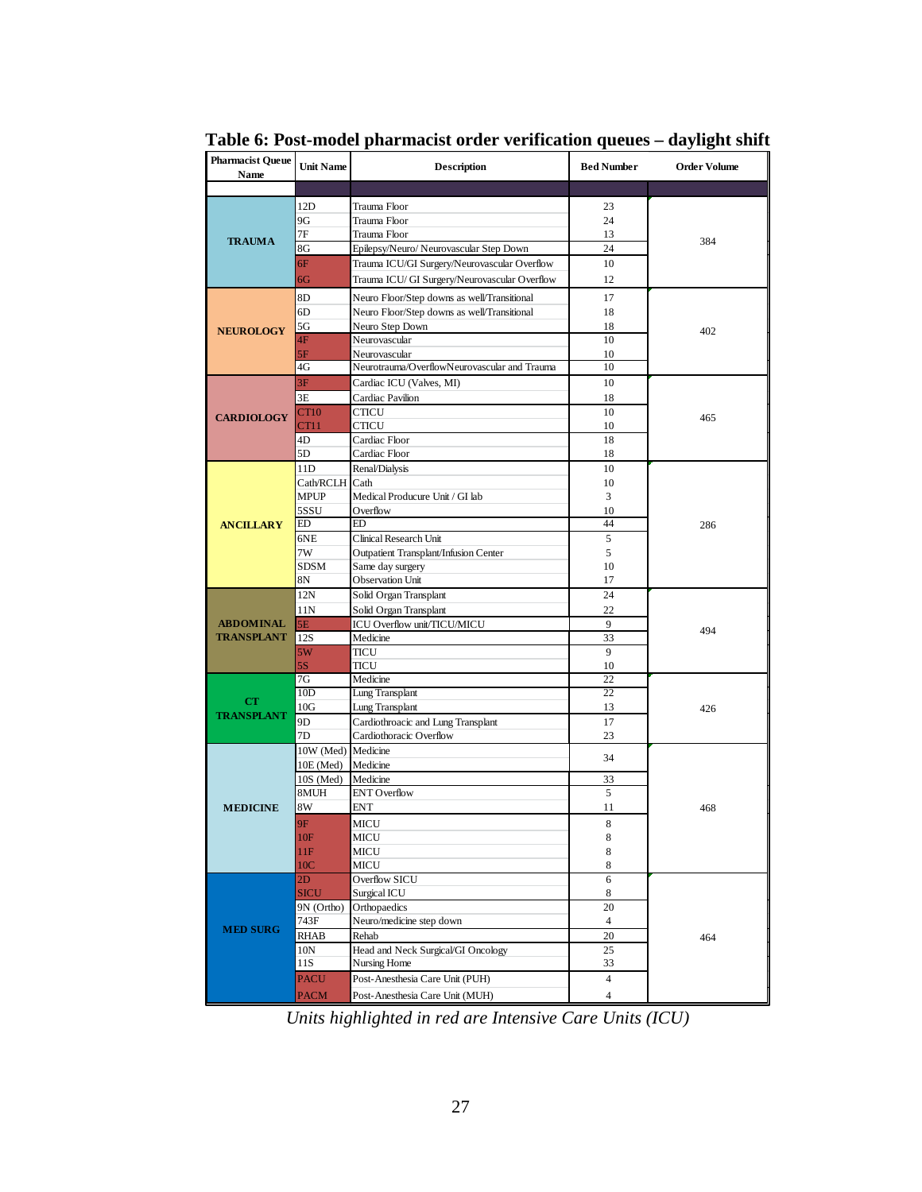**Table 6: Post-model pharmacist order verification queues – daylight shift**

| Pharmacist Queue Name | Unit Name | Description | Bed Number | Order Volume |
|---|---|---|---|---|
| TRAUMA | 12D | Trauma Floor | 23 | 384 |
| | 9G | Trauma Floor | 24 | |
| | 7F | Trauma Floor | 13 | |
| | 8G | Epilepsy/Neuro/ Neurovascular Step Down | 24 | |
| | 6F | Trauma ICU/GI Surgery/Neurovascular Overflow | 10 | |
| | 6G | Trauma ICU/ GI Surgery/Neurovascular Overflow | 12 | |
| NEUROLOGY | 8D | Neuro Floor/Step downs as well/Transitional | 17 | 402 |
| | 6D | Neuro Floor/Step downs as well/Transitional | 18 | |
| | 5G | Neuro Step Down | 18 | |
| | 4F | Neurovascular | 10 | |
| | 5F | Neurovascular | 10 | |
| | 4G | Neurotrauma/OverflowNeurovascular and Trauma | 10 | |
| CARDIOLOGY | 3F | Cardiac ICU (Valves, MI) | 10 | 465 |
| | 3E | Cardiac Pavilion | 18 | |
| | CT10 | CTICU | 10 | |
| | CT11 | CTICU | 10 | |
| | 4D | Cardiac Floor | 18 | |
| | 5D | Cardiac Floor | 18 | |
| ANCILLARY | 11D | Renal/Dialysis | 10 | 286 |
| | Cath/RCLH | Cath | 10 | |
| | MPUP | Medical Producure Unit / GI lab | 3 | |
| | 5SSU | Overflow | 10 | |
| | ED | ED | 44 | |
| | 6NE | Clinical Research Unit | 5 | |
| | 7W | Outpatient Transplant/Infusion Center | 5 | |
| | SDSM | Same day surgery | 10 | |
| | 8N | Observation Unit | 17 | |
| ABDOMINAL TRANSPLANT | 12N | Solid Organ Transplant | 24 | 494 |
| | 11N | Solid Organ Transplant | 22 | |
| | 5E | ICU Overflow unit/TICU/MICU | 9 | |
| | 12S | Medicine | 33 | |
| | 5W | TICU | 9 | |
| | 5S | TICU | 10 | |
| CT TRANSPLANT | 7G | Medicine | 22 | 426 |
| | 10D | Lung Transplant | 22 | |
| | 10G | Lung Transplant | 13 | |
| | 9D | Cardiothroacic and Lung Transplant | 17 | |
| | 7D | Cardiothoracic Overflow | 23 | |
| MEDICINE | 10W (Med) | Medicine | 34 | 468 |
| | 10E (Med) | Medicine | | |
| | 10S (Med) | Medicine | 33 | |
| | 8MUH | ENT Overflow | 5 | |
| | 8W | ENT | 11 | |
| | 9F | MICU | 8 | |
| | 10F | MICU | 8 | |
| | 11F | MICU | 8 | |
| | 10C | MICU | 8 | |
| MED SURG | 2D | Overflow SICU | 6 | 464 |
| | SICU | Surgical ICU | 8 | |
| | 9N (Ortho) | Orthopaedics | 20 | |
| | 743F | Neuro/medicine step down | 4 | |
| | RHAB | Rehab | 20 | |
| | 10N | Head and Neck Surgical/GI Oncology | 25 | |
| | 11S | Nursing Home | 33 | |
| | PACU | Post-Anesthesia Care Unit (PUH) | 4 | |
| | PACM | Post-Anesthesia Care Unit (MUH) | 4 | |

*Units highlighted in red are Intensive Care Units (ICU)*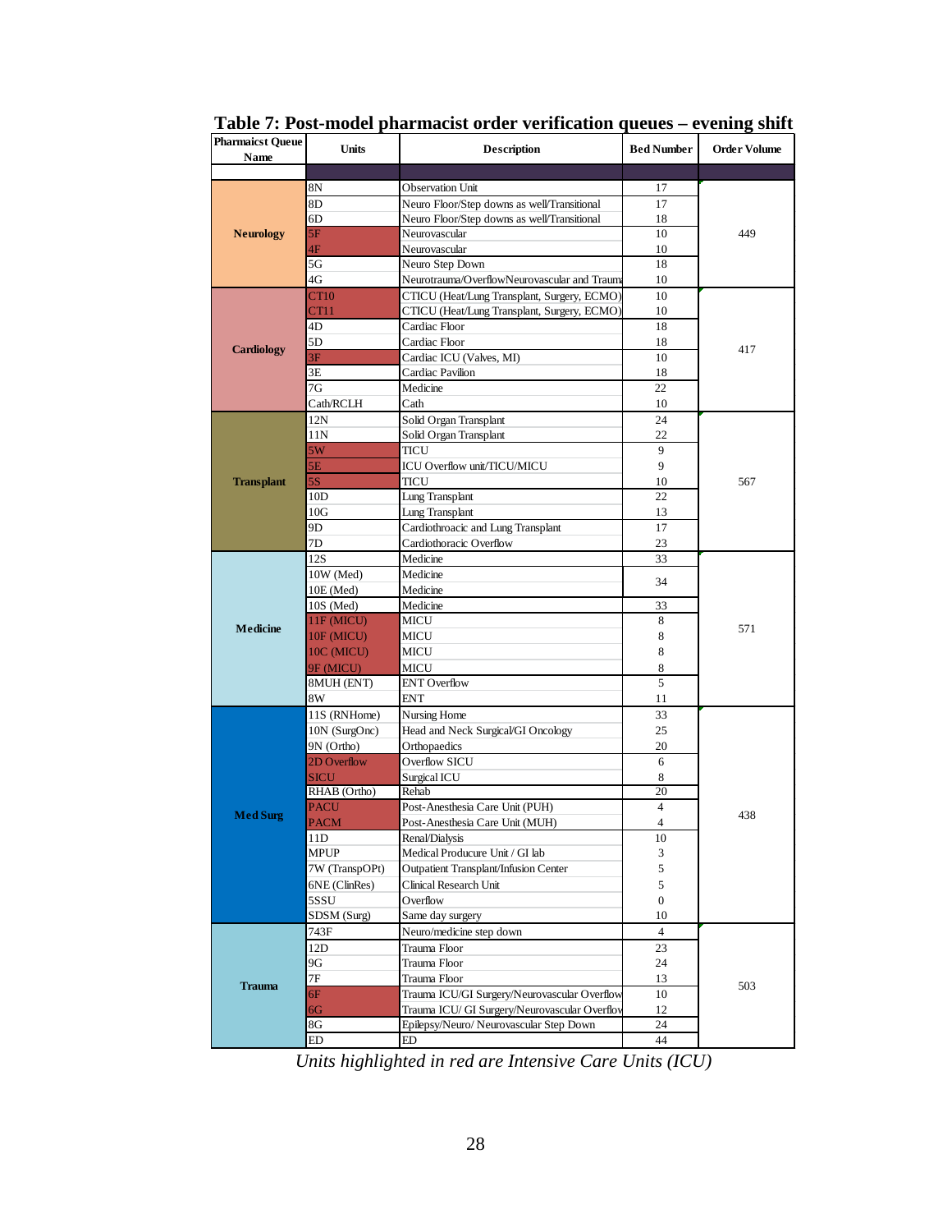**Table 7: Post-model pharmacist order verification queues – evening shift**

| Pharmaicst Queue Name | Units | Description | Bed Number | Order Volume |
|---|---|---|---|---|
| | | | | |
| Neurology | 8N | Observation Unit | 17 | 449 |
| | 8D | Neuro Floor/Step downs as well/Transitional | 17 | |
| | 6D | Neuro Floor/Step downs as well/Transitional | 18 | |
| | 5F | Neurovascular | 10 | |
| | 4F | Neurovascular | 10 | |
| | 5G | Neuro Step Down | 18 | |
| | 4G | Neurotrauma/OverflowNeurovascular and Trauma | 10 | |
| Cardiology | CT10 | CTICU (Heat/Lung Transplant, Surgery, ECMO) | 10 | 417 |
| | CT11 | CTICU (Heat/Lung Transplant, Surgery, ECMO) | 10 | |
| | 4D | Cardiac Floor | 18 | |
| | 5D | Cardiac Floor | 18 | |
| | 3F | Cardiac ICU (Valves, MI) | 10 | |
| | 3E | Cardiac Pavilion | 18 | |
| | 7G | Medicine | 22 | |
| | Cath/RCLH | Cath | 10 | |
| Transplant | 12N | Solid Organ Transplant | 24 | 567 |
| | 11N | Solid Organ Transplant | 22 | |
| | 5W | TICU | 9 | |
| | 5E | ICU Overflow unit/TICU/MICU | 9 | |
| | 5S | TICU | 10 | |
| | 10D | Lung Transplant | 22 | |
| | 10G | Lung Transplant | 13 | |
| | 9D | Cardiothroacic and Lung Transplant | 17 | |
| | 7D | Cardiothoracic Overflow | 23 | |
| Medicine | 12S | Medicine | 33 | 571 |
| | 10W (Med) | Medicine | 34 | |
| | 10E (Med) | Medicine | | |
| | 10S (Med) | Medicine | 33 | |
| | 11F (MICU) | MICU | 8 | |
| | 10F (MICU) | MICU | 8 | |
| | 10C (MICU) | MICU | 8 | |
| | 9F (MICU) | MICU | 8 | |
| | 8MUH (ENT) | ENT Overflow | 5 | |
| | 8W | ENT | 11 | |
| Med Surg | 11S (RNHome) | Nursing Home | 33 | 438 |
| | 10N (SurgOnc) | Head and Neck Surgical/GI Oncology | 25 | |
| | 9N (Ortho) | Orthopaedics | 20 | |
| | 2D Overflow | Overflow SICU | 6 | |
| | SICU | Surgical ICU | 8 | |
| | RHAB (Ortho) | Rehab | 20 | |
| | PACU | Post-Anesthesia Care Unit (PUH) | 4 | |
| | PACM | Post-Anesthesia Care Unit (MUH) | 4 | |
| | 11D | Renal/Dialysis | 10 | |
| | MPUP | Medical Producure Unit / GI lab | 3 | |
| | 7W (TranspOPt) | Outpatient Transplant/Infusion Center | 5 | |
| | 6NE (ClinRes) | Clinical Research Unit | 5 | |
| | 5SSU | Overflow | 0 | |
| | SDSM (Surg) | Same day surgery | 10 | |
| Trauma | 743F | Neuro/medicine step down | 4 | 503 |
| | 12D | Trauma Floor | 23 | |
| | 9G | Trauma Floor | 24 | |
| | 7F | Trauma Floor | 13 | |
| | 6F | Trauma ICU/GI Surgery/Neurovascular Overflow | 10 | |
| | 6G | Trauma ICU/ GI Surgery/Neurovascular Overflow | 12 | |
| | 8G | Epilepsy/Neuro/ Neurovascular Step Down | 24 | |
| | ED | ED | 44 | |

*Units highlighted in red are Intensive Care Units (ICU)*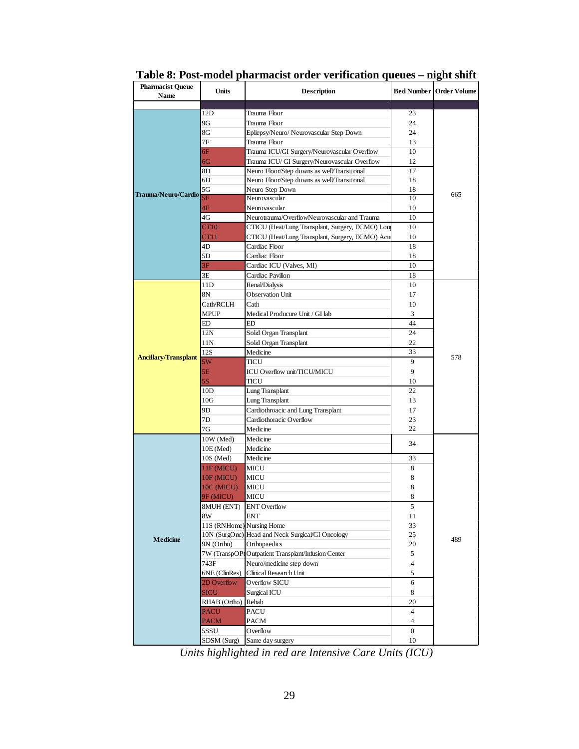**Table 8: Post-model pharmacist order verification queues – night shift**

| Pharmacist Queue Name | Units | Description | Bed Number | Order Volume |
|---|---|---|---|---|
| Trauma/Neuro/Cardio | 12D | Trauma Floor | 23 | 665 |
| | 9G | Trauma Floor | 24 | |
| | 8G | Epilepsy/Neuro/ Neurovascular Step Down | 24 | |
| | 7F | Trauma Floor | 13 | |
| | 6F | Trauma ICU/GI Surgery/Neurovascular Overflow | 10 | |
| | 6G | Trauma ICU/ GI Surgery/Neurovascular Overflow | 12 | |
| | 8D | Neuro Floor/Step downs as well/Transitional | 17 | |
| | 6D | Neuro Floor/Step downs as well/Transitional | 18 | |
| | 5G | Neuro Step Down | 18 | |
| | 5F | Neurovascular | 10 | |
| | 4F | Neurovascular | 10 | |
| | 4G | Neurotrauma/OverflowNeurovascular and Trauma | 10 | |
| | CT10 | CTICU (Heat/Lung Transplant, Surgery, ECMO) Lon | 10 | |
| | CT11 | CTICU (Heat/Lung Transplant, Surgery, ECMO) Acu | 10 | |
| | 4D | Cardiac Floor | 18 | |
| | 5D | Cardiac Floor | 18 | |
| | 3F | Cardiac ICU (Valves, MI) | 10 | |
| | 3E | Cardiac Pavilion | 18 | |
| Ancillary/Transplant | 11D | Renal/Dialysis | 10 | 578 |
| | 8N | Observation Unit | 17 | |
| | Cath/RCLH | Cath | 10 | |
| | MPUP | Medical Producure Unit / GI lab | 3 | |
| | ED | ED | 44 | |
| | 12N | Solid Organ Transplant | 24 | |
| | 11N | Solid Organ Transplant | 22 | |
| | 12S | Medicine | 33 | |
| | 5W | TICU | 9 | |
| | 5E | ICU Overflow unit/TICU/MICU | 9 | |
| | 5S | TICU | 10 | |
| | 10D | Lung Transplant | 22 | |
| | 10G | Lung Transplant | 13 | |
| | 9D | Cardiothroacic and Lung Transplant | 17 | |
| | 7D | Cardiothoracic Overflow | 23 | |
| | 7G | Medicine | 22 | |
| Medicine | 10W (Med) | Medicine | 34 | 489 |
| | 10E (Med) | Medicine | | |
| | 10S (Med) | Medicine | 33 | |
| | 11F (MICU) | MICU | 8 | |
| | 10F (MICU) | MICU | 8 | |
| | 10C (MICU) | MICU | 8 | |
| | 9F (MICU) | MICU | 8 | |
| | 8MUH (ENT) | ENT Overflow | 5 | |
| | 8W | ENT | 11 | |
| | 11S (RNHome) | Nursing Home | 33 | |
| | 10N (SurgOnc) | Head and Neck Surgical/GI Oncology | 25 | |
| | 9N (Ortho) | Orthopaedics | 20 | |
| | 7W (TranspOP | Outpatient Transplant/Infusion Center | 5 | |
| | 743F | Neuro/medicine step down | 4 | |
| | 6NE (ClinRes) | Clinical Research Unit | 5 | |
| | 2D Overflow | Overflow SICU | 6 | |
| | SICU | Surgical ICU | 8 | |
| | RHAB (Ortho) | Rehab | 20 | |
| | PACU | PACU | 4 | |
| | PACM | PACM | 4 | |
| | 5SSU | Overflow | 0 | |
| | SDSM (Surg) | Same day surgery | 10 | |

*Units highlighted in red are Intensive Care Units (ICU)*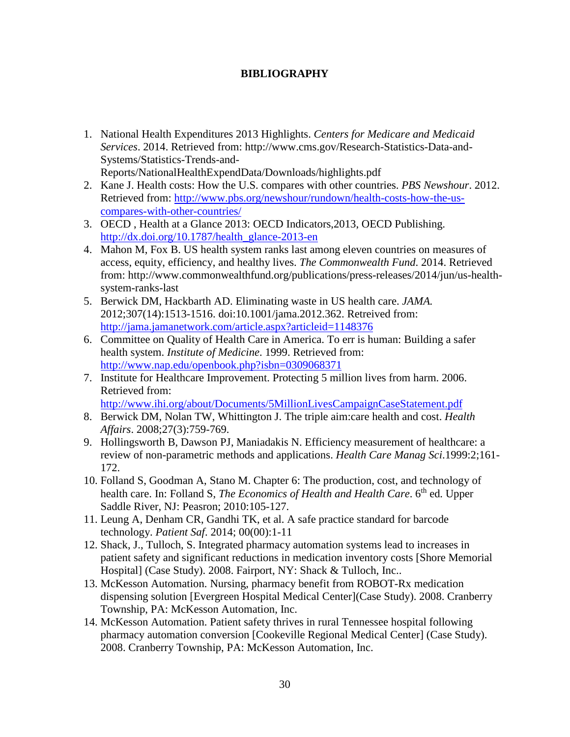# BIBLIOGRAPHY

1. National Health Expenditures 2013 Highlights. *Centers for Medicare and Medicaid Services*. 2014. Retrieved from: http://www.cms.gov/Research-Statistics-Data-and-Systems/Statistics-Trends-and-Reports/NationalHealthExpendData/Downloads/highlights.pdf
2. Kane J. Health costs: How the U.S. compares with other countries. *PBS Newshour*. 2012. Retrieved from: http://www.pbs.org/newshour/rundown/health-costs-how-the-us-compares-with-other-countries/
3. OECD , Health at a Glance 2013: OECD Indicators,2013, OECD Publishing. http://dx.doi.org/10.1787/health_glance-2013-en
4. Mahon M, Fox B. US health system ranks last among eleven countries on measures of access, equity, efficiency, and healthy lives. *The Commonwealth Fund*. 2014. Retrieved from: http://www.commonwealthfund.org/publications/press-releases/2014/jun/us-health-system-ranks-last
5. Berwick DM, Hackbarth AD. Eliminating waste in US health care. *JAMA.* 2012;307(14):1513-1516. doi:10.1001/jama.2012.362. Retreived from: http://jama.jamanetwork.com/article.aspx?articleid=1148376
6. Committee on Quality of Health Care in America. To err is human: Building a safer health system. *Institute of Medicine*. 1999. Retrieved from: http://www.nap.edu/openbook.php?isbn=0309068371
7. Institute for Healthcare Improvement. Protecting 5 million lives from harm. 2006. Retrieved from: http://www.ihi.org/about/Documents/5MillionLivesCampaignCaseStatement.pdf
8. Berwick DM, Nolan TW, Whittington J. The triple aim:care health and cost. *Health Affairs*. 2008;27(3):759-769.
9. Hollingsworth B, Dawson PJ, Maniadakis N. Efficiency measurement of healthcare: a review of non-parametric methods and applications. *Health Care Manag Sci*.1999:2;161-172.
10. Folland S, Goodman A, Stano M. Chapter 6: The production, cost, and technology of health care. In: Folland S, *The Economics of Health and Health Care*. 6th ed. Upper Saddle River, NJ: Peasron; 2010:105-127.
11. Leung A, Denham CR, Gandhi TK, et al. A safe practice standard for barcode technology. *Patient Saf*. 2014; 00(00):1-11
12. Shack, J., Tulloch, S. Integrated pharmacy automation systems lead to increases in patient safety and significant reductions in medication inventory costs [Shore Memorial Hospital] (Case Study). 2008. Fairport, NY: Shack & Tulloch, Inc..
13. McKesson Automation. Nursing, pharmacy benefit from ROBOT-Rx medication dispensing solution [Evergreen Hospital Medical Center](Case Study). 2008. Cranberry Township, PA: McKesson Automation, Inc.
14. McKesson Automation. Patient safety thrives in rural Tennessee hospital following pharmacy automation conversion [Cookeville Regional Medical Center] (Case Study). 2008. Cranberry Township, PA: McKesson Automation, Inc.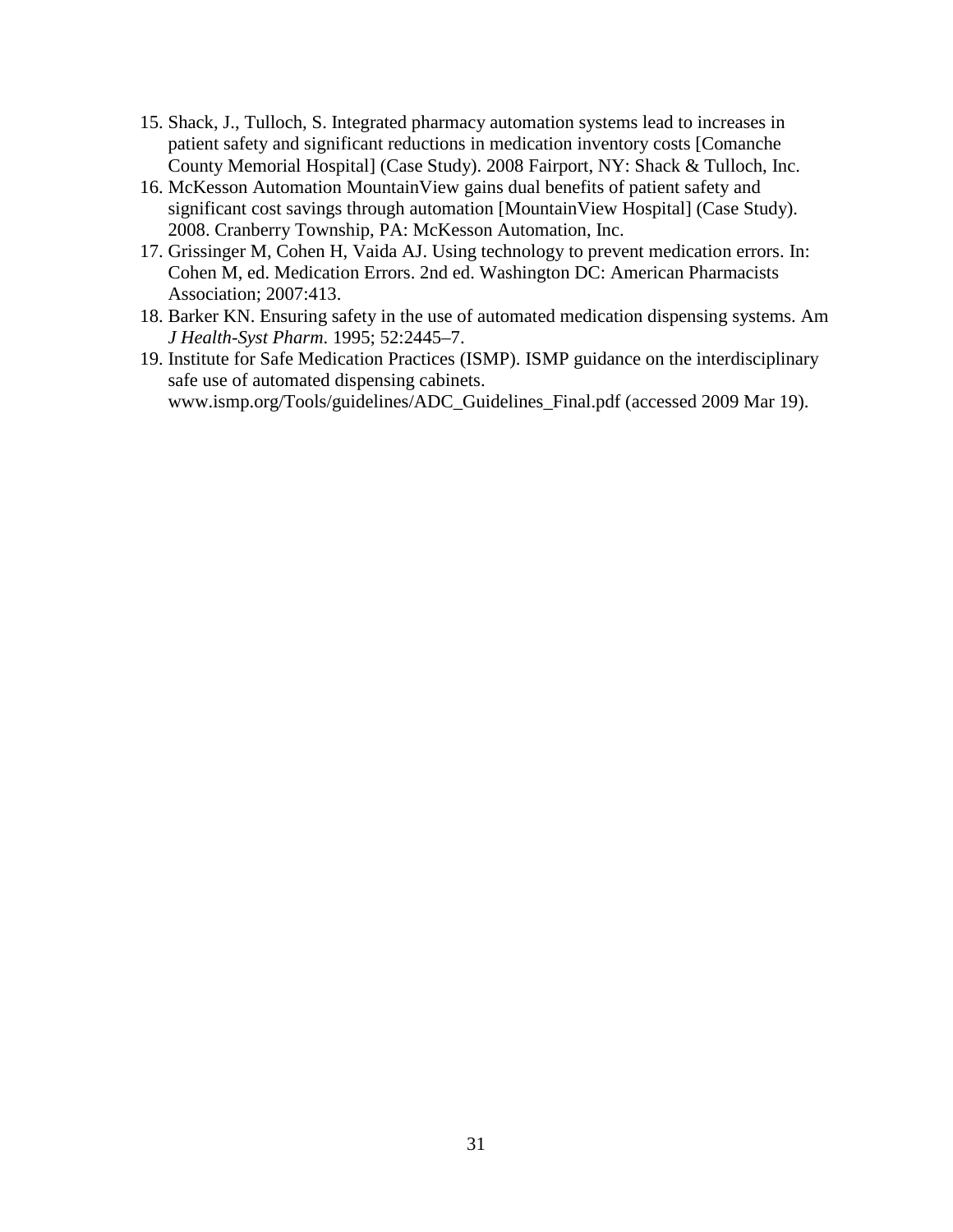15. Shack, J., Tulloch, S. Integrated pharmacy automation systems lead to increases in patient safety and significant reductions in medication inventory costs [Comanche County Memorial Hospital] (Case Study). 2008 Fairport, NY: Shack & Tulloch, Inc.
16. McKesson Automation MountainView gains dual benefits of patient safety and significant cost savings through automation [MountainView Hospital] (Case Study). 2008. Cranberry Township, PA: McKesson Automation, Inc.
17. Grissinger M, Cohen H, Vaida AJ. Using technology to prevent medication errors. In: Cohen M, ed. Medication Errors. 2nd ed. Washington DC: American Pharmacists Association; 2007:413.
18. Barker KN. Ensuring safety in the use of automated medication dispensing systems. Am *J Health-Syst Pharm*. 1995; 52:2445–7.
19. Institute for Safe Medication Practices (ISMP). ISMP guidance on the interdisciplinary safe use of automated dispensing cabinets. www.ismp.org/Tools/guidelines/ADC_Guidelines_Final.pdf (accessed 2009 Mar 19).